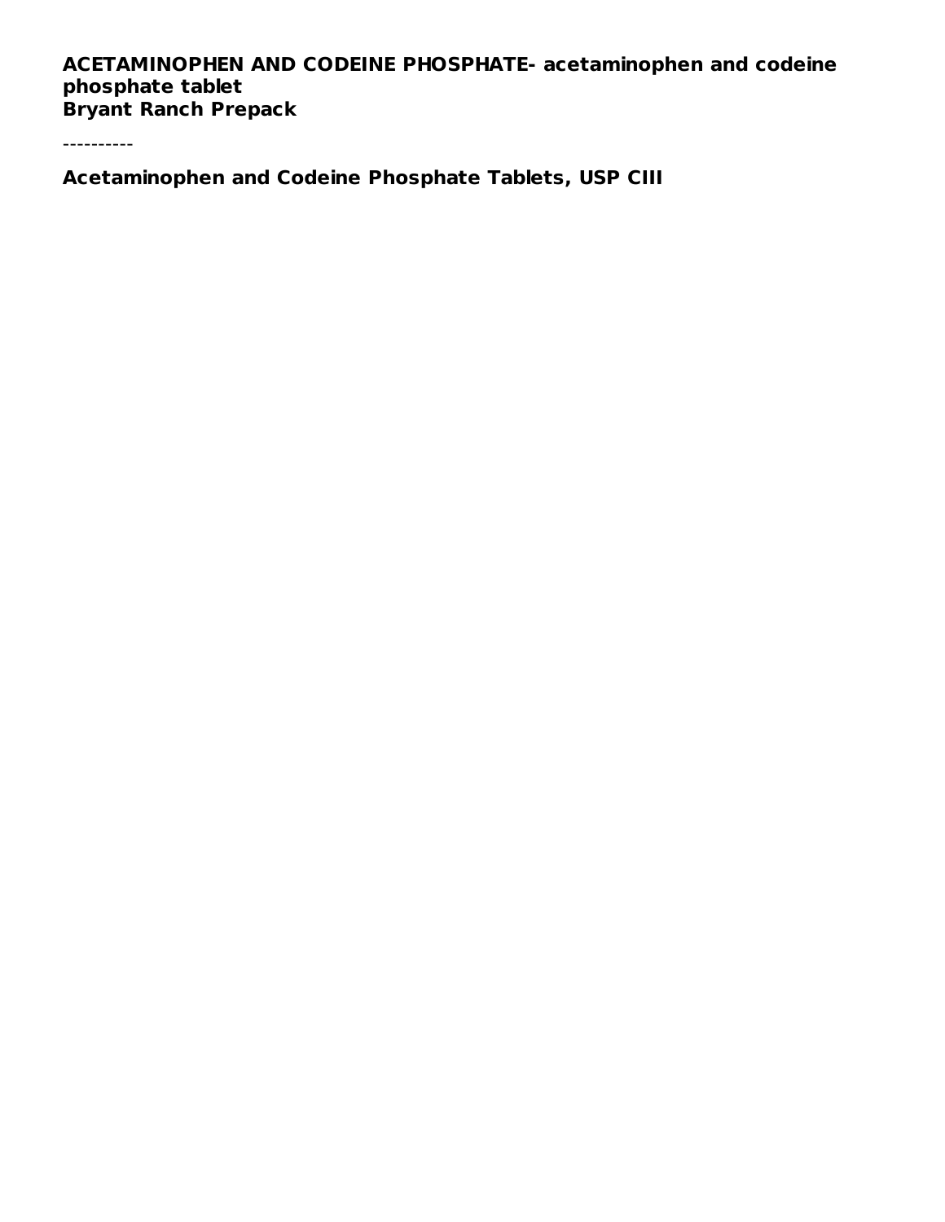**ACETAMINOPHEN AND CODEINE PHOSPHATE- acetaminophen and codeine phosphate tablet**
**Bryant Ranch Prepack**

----------

**Acetaminophen and Codeine Phosphate Tablets, USP CIII**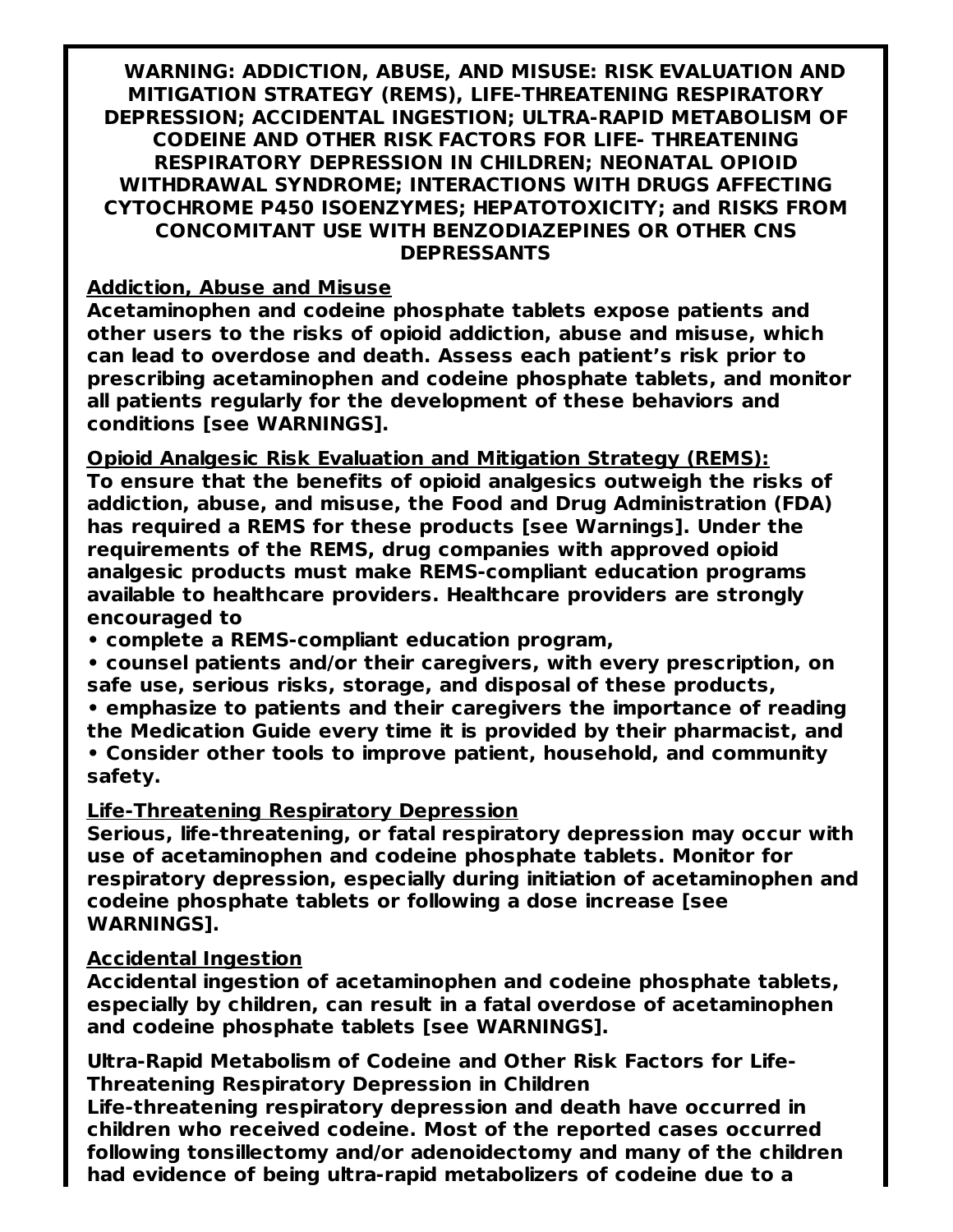**WARNING: ADDICTION, ABUSE, AND MISUSE: RISK EVALUATION AND MITIGATION STRATEGY (REMS), LIFE-THREATENING RESPIRATORY DEPRESSION; ACCIDENTAL INGESTION; ULTRA-RAPID METABOLISM OF CODEINE AND OTHER RISK FACTORS FOR LIFE- THREATENING RESPIRATORY DEPRESSION IN CHILDREN; NEONATAL OPIOID WITHDRAWAL SYNDROME; INTERACTIONS WITH DRUGS AFFECTING CYTOCHROME P450 ISOENZYMES; HEPATOTOXICITY; and RISKS FROM CONCOMITANT USE WITH BENZODIAZEPINES OR OTHER CNS DEPRESSANTS**

**Addiction, Abuse and Misuse**

**Acetaminophen and codeine phosphate tablets expose patients and other users to the risks of opioid addiction, abuse and misuse, which can lead to overdose and death. Assess each patient's risk prior to prescribing acetaminophen and codeine phosphate tablets, and monitor all patients regularly for the development of these behaviors and conditions [see WARNINGS].**

**Opioid Analgesic Risk Evaluation and Mitigation Strategy (REMS):**

**To ensure that the benefits of opioid analgesics outweigh the risks of addiction, abuse, and misuse, the Food and Drug Administration (FDA) has required a REMS for these products [see Warnings]. Under the requirements of the REMS, drug companies with approved opioid analgesic products must make REMS-compliant education programs available to healthcare providers. Healthcare providers are strongly encouraged to**

- **complete a REMS-compliant education program,**
- **counsel patients and/or their caregivers, with every prescription, on safe use, serious risks, storage, and disposal of these products,**
- **emphasize to patients and their caregivers the importance of reading the Medication Guide every time it is provided by their pharmacist, and**
- **Consider other tools to improve patient, household, and community safety.**

**Life-Threatening Respiratory Depression**

**Serious, life-threatening, or fatal respiratory depression may occur with use of acetaminophen and codeine phosphate tablets. Monitor for respiratory depression, especially during initiation of acetaminophen and codeine phosphate tablets or following a dose increase [see WARNINGS].**

**Accidental Ingestion**

**Accidental ingestion of acetaminophen and codeine phosphate tablets, especially by children, can result in a fatal overdose of acetaminophen and codeine phosphate tablets [see WARNINGS].**

**Ultra-Rapid Metabolism of Codeine and Other Risk Factors for Life-Threatening Respiratory Depression in Children**

**Life-threatening respiratory depression and death have occurred in children who received codeine. Most of the reported cases occurred following tonsillectomy and/or adenoidectomy and many of the children had evidence of being ultra-rapid metabolizers of codeine due to a**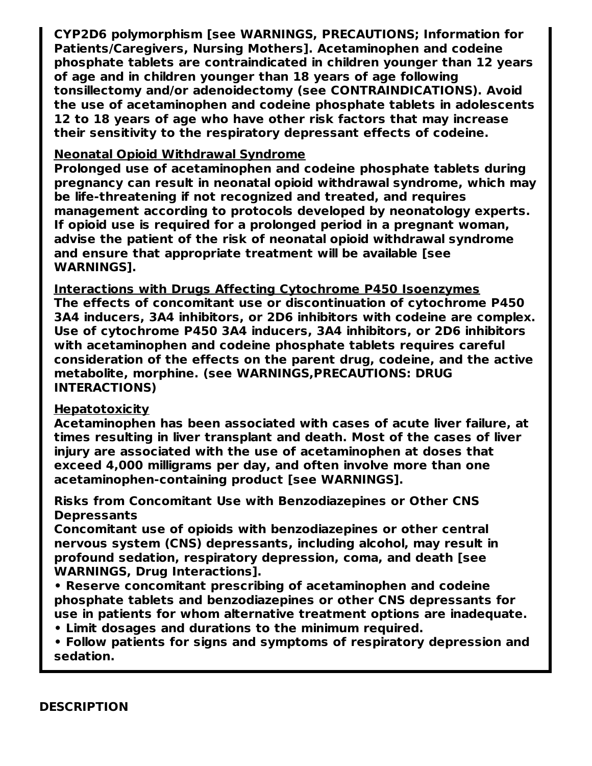**CYP2D6 polymorphism [see WARNINGS, PRECAUTIONS; Information for Patients/Caregivers, Nursing Mothers]. Acetaminophen and codeine phosphate tablets are contraindicated in children younger than 12 years of age and in children younger than 18 years of age following tonsillectomy and/or adenoidectomy (see CONTRAINDICATIONS). Avoid the use of acetaminophen and codeine phosphate tablets in adolescents 12 to 18 years of age who have other risk factors that may increase their sensitivity to the respiratory depressant effects of codeine.**

**Neonatal Opioid Withdrawal Syndrome**

**Prolonged use of acetaminophen and codeine phosphate tablets during pregnancy can result in neonatal opioid withdrawal syndrome, which may be life-threatening if not recognized and treated, and requires management according to protocols developed by neonatology experts. If opioid use is required for a prolonged period in a pregnant woman, advise the patient of the risk of neonatal opioid withdrawal syndrome and ensure that appropriate treatment will be available [see WARNINGS].**

**Interactions with Drugs Affecting Cytochrome P450 Isoenzymes**

**The effects of concomitant use or discontinuation of cytochrome P450 3A4 inducers, 3A4 inhibitors, or 2D6 inhibitors with codeine are complex. Use of cytochrome P450 3A4 inducers, 3A4 inhibitors, or 2D6 inhibitors with acetaminophen and codeine phosphate tablets requires careful consideration of the effects on the parent drug, codeine, and the active metabolite, morphine. (see WARNINGS,PRECAUTIONS: DRUG INTERACTIONS)**

**Hepatotoxicity**

**Acetaminophen has been associated with cases of acute liver failure, at times resulting in liver transplant and death. Most of the cases of liver injury are associated with the use of acetaminophen at doses that exceed 4,000 milligrams per day, and often involve more than one acetaminophen-containing product [see WARNINGS].**

**Risks from Concomitant Use with Benzodiazepines or Other CNS Depressants**

**Concomitant use of opioids with benzodiazepines or other central nervous system (CNS) depressants, including alcohol, may result in profound sedation, respiratory depression, coma, and death [see WARNINGS, Drug Interactions].**

- **Reserve concomitant prescribing of acetaminophen and codeine phosphate tablets and benzodiazepines or other CNS depressants for use in patients for whom alternative treatment options are inadequate.**
- **Limit dosages and durations to the minimum required.**
- **Follow patients for signs and symptoms of respiratory depression and sedation.**

## DESCRIPTION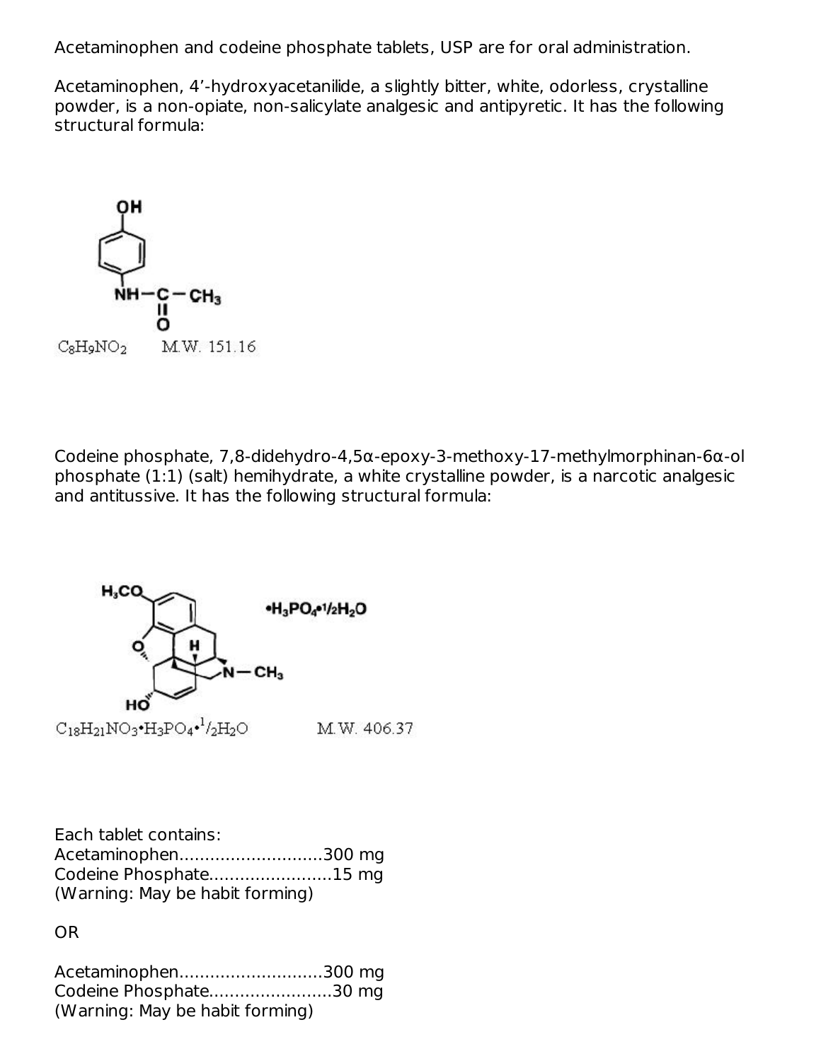Acetaminophen and codeine phosphate tablets, USP are for oral administration.

Acetaminophen, 4'-hydroxyacetanilide, a slightly bitter, white, odorless, crystalline powder, is a non-opiate, non-salicylate analgesic and antipyretic. It has the following structural formula:

$C_8H_9NO_2$ M.W. 151.16

Codeine phosphate, 7,8-didehydro-4,5α-epoxy-3-methoxy-17-methylmorphinan-6α-ol phosphate (1:1) (salt) hemihydrate, a white crystalline powder, is a narcotic analgesic and antitussive. It has the following structural formula:

$C_{18}H_{21}NO_3 \cdot H_3PO_4 \cdot {}^{1}/_{2}H_2O$ M.W. 406.37

Each tablet contains:
Acetaminophen............................300 mg
Codeine Phosphate........................15 mg
(Warning: May be habit forming)

OR

Acetaminophen............................300 mg
Codeine Phosphate........................30 mg
(Warning: May be habit forming)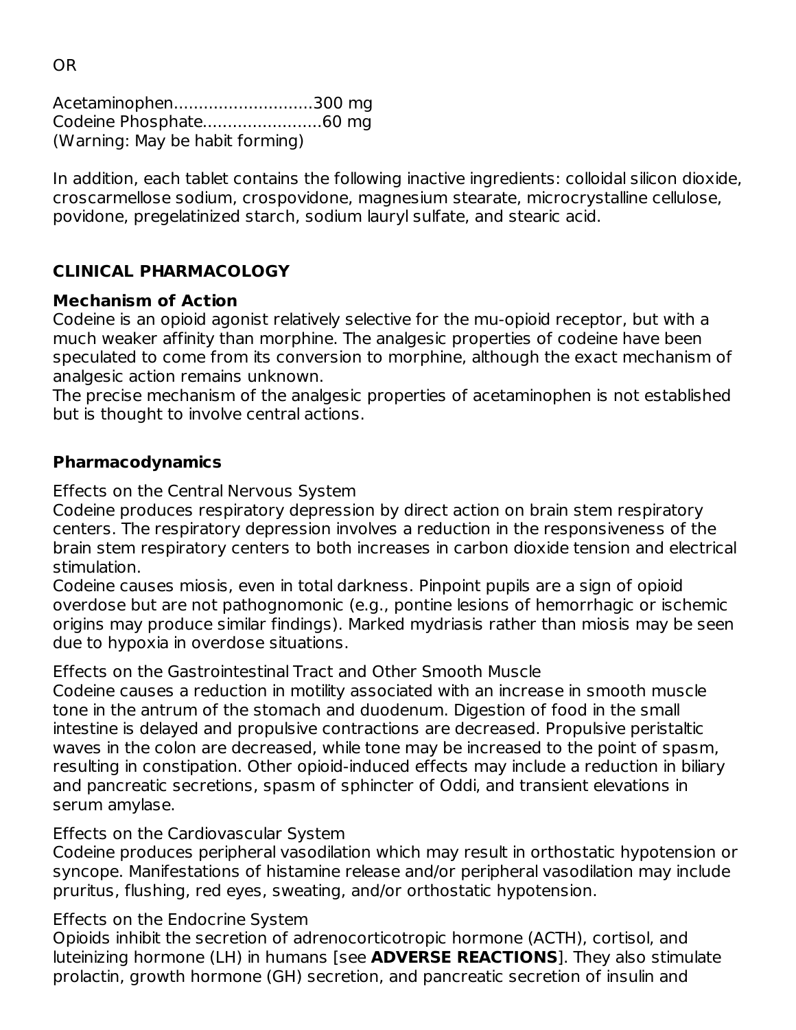OR

Acetaminophen............................300 mg
Codeine Phosphate........................60 mg
(Warning: May be habit forming)

In addition, each tablet contains the following inactive ingredients: colloidal silicon dioxide, croscarmellose sodium, crospovidone, magnesium stearate, microcrystalline cellulose, povidone, pregelatinized starch, sodium lauryl sulfate, and stearic acid.

## CLINICAL PHARMACOLOGY

### Mechanism of Action

Codeine is an opioid agonist relatively selective for the mu-opioid receptor, but with a much weaker affinity than morphine. The analgesic properties of codeine have been speculated to come from its conversion to morphine, although the exact mechanism of analgesic action remains unknown.

The precise mechanism of the analgesic properties of acetaminophen is not established but is thought to involve central actions.

### Pharmacodynamics

Effects on the Central Nervous System

Codeine produces respiratory depression by direct action on brain stem respiratory centers. The respiratory depression involves a reduction in the responsiveness of the brain stem respiratory centers to both increases in carbon dioxide tension and electrical stimulation.

Codeine causes miosis, even in total darkness. Pinpoint pupils are a sign of opioid overdose but are not pathognomonic (e.g., pontine lesions of hemorrhagic or ischemic origins may produce similar findings). Marked mydriasis rather than miosis may be seen due to hypoxia in overdose situations.

Effects on the Gastrointestinal Tract and Other Smooth Muscle

Codeine causes a reduction in motility associated with an increase in smooth muscle tone in the antrum of the stomach and duodenum. Digestion of food in the small intestine is delayed and propulsive contractions are decreased. Propulsive peristaltic waves in the colon are decreased, while tone may be increased to the point of spasm, resulting in constipation. Other opioid-induced effects may include a reduction in biliary and pancreatic secretions, spasm of sphincter of Oddi, and transient elevations in serum amylase.

Effects on the Cardiovascular System

Codeine produces peripheral vasodilation which may result in orthostatic hypotension or syncope. Manifestations of histamine release and/or peripheral vasodilation may include pruritus, flushing, red eyes, sweating, and/or orthostatic hypotension.

Effects on the Endocrine System

Opioids inhibit the secretion of adrenocorticotropic hormone (ACTH), cortisol, and luteinizing hormone (LH) in humans [see **ADVERSE REACTIONS**]. They also stimulate prolactin, growth hormone (GH) secretion, and pancreatic secretion of insulin and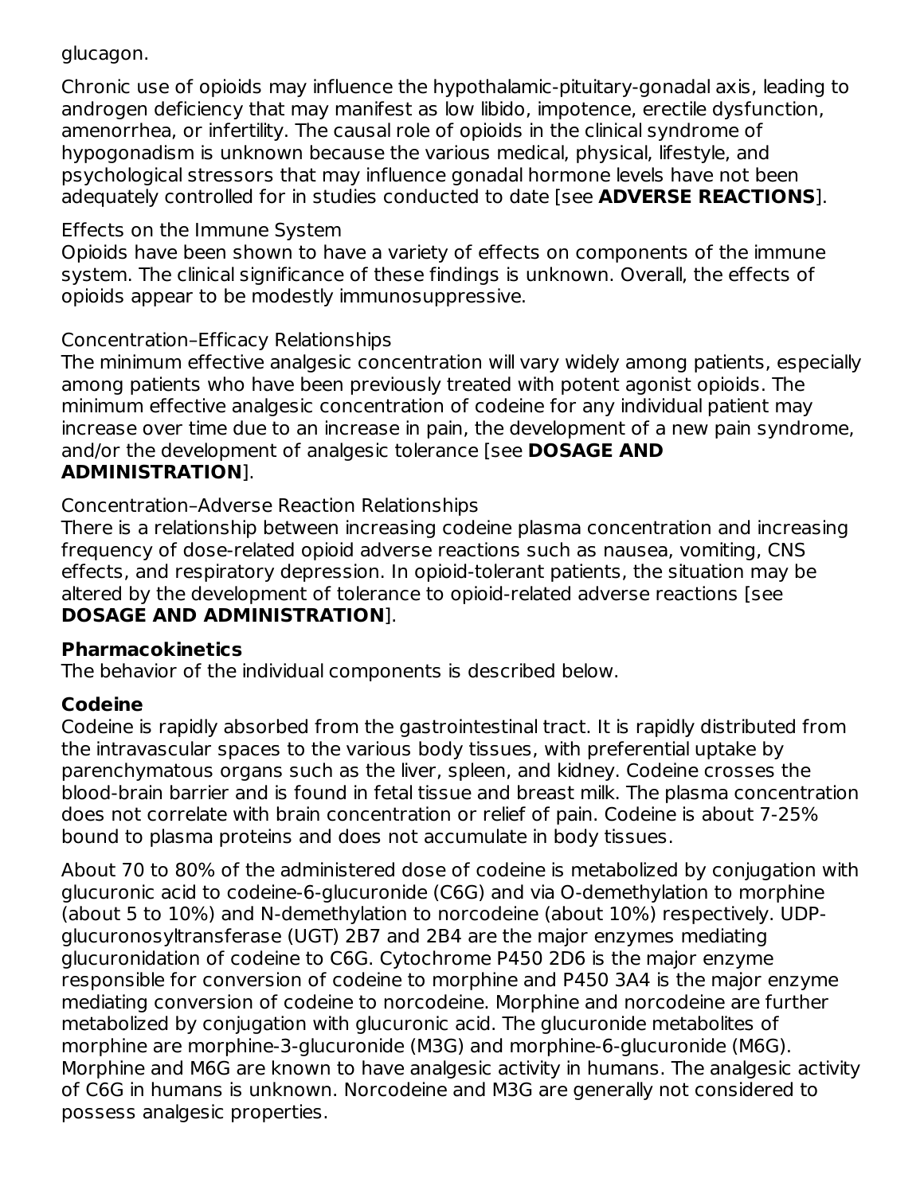glucagon.

Chronic use of opioids may influence the hypothalamic-pituitary-gonadal axis, leading to androgen deficiency that may manifest as low libido, impotence, erectile dysfunction, amenorrhea, or infertility. The causal role of opioids in the clinical syndrome of hypogonadism is unknown because the various medical, physical, lifestyle, and psychological stressors that may influence gonadal hormone levels have not been adequately controlled for in studies conducted to date [see **ADVERSE REACTIONS**].

Effects on the Immune System
Opioids have been shown to have a variety of effects on components of the immune system. The clinical significance of these findings is unknown. Overall, the effects of opioids appear to be modestly immunosuppressive.

Concentration–Efficacy Relationships
The minimum effective analgesic concentration will vary widely among patients, especially among patients who have been previously treated with potent agonist opioids. The minimum effective analgesic concentration of codeine for any individual patient may increase over time due to an increase in pain, the development of a new pain syndrome, and/or the development of analgesic tolerance [see **DOSAGE AND ADMINISTRATION**].

Concentration–Adverse Reaction Relationships
There is a relationship between increasing codeine plasma concentration and increasing frequency of dose-related opioid adverse reactions such as nausea, vomiting, CNS effects, and respiratory depression. In opioid-tolerant patients, the situation may be altered by the development of tolerance to opioid-related adverse reactions [see **DOSAGE AND ADMINISTRATION**].

**Pharmacokinetics**
The behavior of the individual components is described below.

**Codeine**
Codeine is rapidly absorbed from the gastrointestinal tract. It is rapidly distributed from the intravascular spaces to the various body tissues, with preferential uptake by parenchymatous organs such as the liver, spleen, and kidney. Codeine crosses the blood-brain barrier and is found in fetal tissue and breast milk. The plasma concentration does not correlate with brain concentration or relief of pain. Codeine is about 7-25% bound to plasma proteins and does not accumulate in body tissues.

About 70 to 80% of the administered dose of codeine is metabolized by conjugation with glucuronic acid to codeine-6-glucuronide (C6G) and via O-demethylation to morphine (about 5 to 10%) and N-demethylation to norcodeine (about 10%) respectively. UDP-glucuronosyltransferase (UGT) 2B7 and 2B4 are the major enzymes mediating glucuronidation of codeine to C6G. Cytochrome P450 2D6 is the major enzyme responsible for conversion of codeine to morphine and P450 3A4 is the major enzyme mediating conversion of codeine to norcodeine. Morphine and norcodeine are further metabolized by conjugation with glucuronic acid. The glucuronide metabolites of morphine are morphine-3-glucuronide (M3G) and morphine-6-glucuronide (M6G). Morphine and M6G are known to have analgesic activity in humans. The analgesic activity of C6G in humans is unknown. Norcodeine and M3G are generally not considered to possess analgesic properties.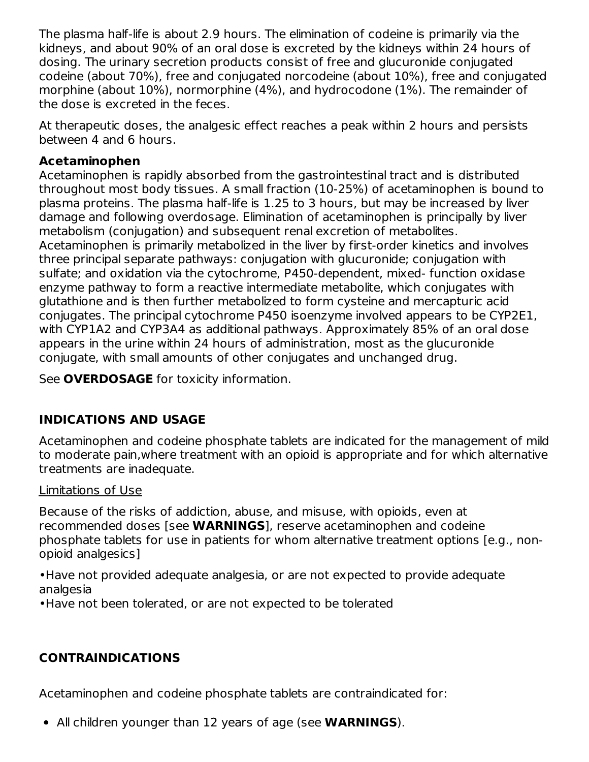The plasma half-life is about 2.9 hours. The elimination of codeine is primarily via the kidneys, and about 90% of an oral dose is excreted by the kidneys within 24 hours of dosing. The urinary secretion products consist of free and glucuronide conjugated codeine (about 70%), free and conjugated norcodeine (about 10%), free and conjugated morphine (about 10%), normorphine (4%), and hydrocodone (1%). The remainder of the dose is excreted in the feces.

At therapeutic doses, the analgesic effect reaches a peak within 2 hours and persists between 4 and 6 hours.

**Acetaminophen**
Acetaminophen is rapidly absorbed from the gastrointestinal tract and is distributed throughout most body tissues. A small fraction (10-25%) of acetaminophen is bound to plasma proteins. The plasma half-life is 1.25 to 3 hours, but may be increased by liver damage and following overdosage. Elimination of acetaminophen is principally by liver metabolism (conjugation) and subsequent renal excretion of metabolites. Acetaminophen is primarily metabolized in the liver by first-order kinetics and involves three principal separate pathways: conjugation with glucuronide; conjugation with sulfate; and oxidation via the cytochrome, P450-dependent, mixed- function oxidase enzyme pathway to form a reactive intermediate metabolite, which conjugates with glutathione and is then further metabolized to form cysteine and mercapturic acid conjugates. The principal cytochrome P450 isoenzyme involved appears to be CYP2E1, with CYP1A2 and CYP3A4 as additional pathways. Approximately 85% of an oral dose appears in the urine within 24 hours of administration, most as the glucuronide conjugate, with small amounts of other conjugates and unchanged drug.

See **OVERDOSAGE** for toxicity information.

## INDICATIONS AND USAGE

Acetaminophen and codeine phosphate tablets are indicated for the management of mild to moderate pain,where treatment with an opioid is appropriate and for which alternative treatments are inadequate.

Limitations of Use

Because of the risks of addiction, abuse, and misuse, with opioids, even at recommended doses [see **WARNINGS**], reserve acetaminophen and codeine phosphate tablets for use in patients for whom alternative treatment options [e.g., non-opioid analgesics]

- Have not provided adequate analgesia, or are not expected to provide adequate analgesia
- Have not been tolerated, or are not expected to be tolerated

## CONTRAINDICATIONS

Acetaminophen and codeine phosphate tablets are contraindicated for:

- All children younger than 12 years of age (see **WARNINGS**).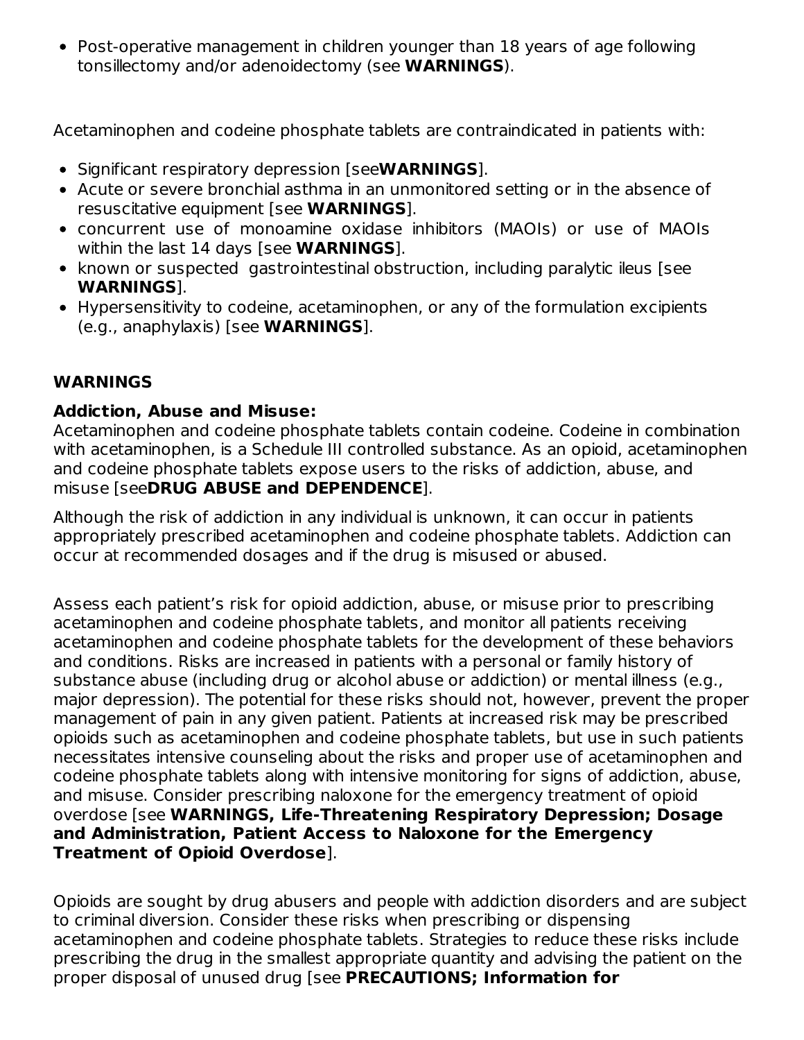- Post-operative management in children younger than 18 years of age following tonsillectomy and/or adenoidectomy (see **WARNINGS**).

Acetaminophen and codeine phosphate tablets are contraindicated in patients with:

- Significant respiratory depression [see**WARNINGS**].
- Acute or severe bronchial asthma in an unmonitored setting or in the absence of resuscitative equipment [see **WARNINGS**].
- concurrent use of monoamine oxidase inhibitors (MAOIs) or use of MAOIs within the last 14 days [see **WARNINGS**].
- known or suspected gastrointestinal obstruction, including paralytic ileus [see **WARNINGS**].
- Hypersensitivity to codeine, acetaminophen, or any of the formulation excipients (e.g., anaphylaxis) [see **WARNINGS**].

## WARNINGS

**Addiction, Abuse and Misuse:**
Acetaminophen and codeine phosphate tablets contain codeine. Codeine in combination with acetaminophen, is a Schedule III controlled substance. As an opioid, acetaminophen and codeine phosphate tablets expose users to the risks of addiction, abuse, and misuse [see**DRUG ABUSE and DEPENDENCE**].

Although the risk of addiction in any individual is unknown, it can occur in patients appropriately prescribed acetaminophen and codeine phosphate tablets. Addiction can occur at recommended dosages and if the drug is misused or abused.

Assess each patient's risk for opioid addiction, abuse, or misuse prior to prescribing acetaminophen and codeine phosphate tablets, and monitor all patients receiving acetaminophen and codeine phosphate tablets for the development of these behaviors and conditions. Risks are increased in patients with a personal or family history of substance abuse (including drug or alcohol abuse or addiction) or mental illness (e.g., major depression). The potential for these risks should not, however, prevent the proper management of pain in any given patient. Patients at increased risk may be prescribed opioids such as acetaminophen and codeine phosphate tablets, but use in such patients necessitates intensive counseling about the risks and proper use of acetaminophen and codeine phosphate tablets along with intensive monitoring for signs of addiction, abuse, and misuse. Consider prescribing naloxone for the emergency treatment of opioid overdose [see **WARNINGS, Life-Threatening Respiratory Depression; Dosage and Administration, Patient Access to Naloxone for the Emergency Treatment of Opioid Overdose**].

Opioids are sought by drug abusers and people with addiction disorders and are subject to criminal diversion. Consider these risks when prescribing or dispensing acetaminophen and codeine phosphate tablets. Strategies to reduce these risks include prescribing the drug in the smallest appropriate quantity and advising the patient on the proper disposal of unused drug [see **PRECAUTIONS; Information for**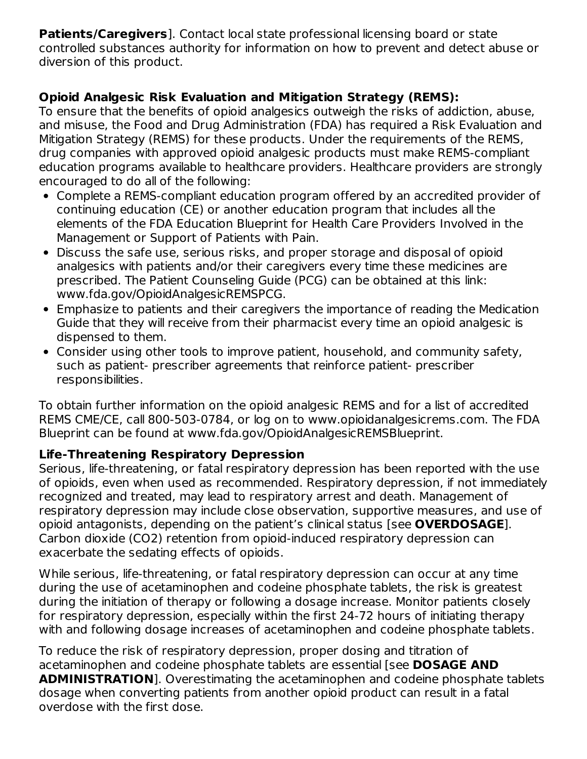**Patients/Caregivers**]. Contact local state professional licensing board or state controlled substances authority for information on how to prevent and detect abuse or diversion of this product.

**Opioid Analgesic Risk Evaluation and Mitigation Strategy (REMS):**

To ensure that the benefits of opioid analgesics outweigh the risks of addiction, abuse, and misuse, the Food and Drug Administration (FDA) has required a Risk Evaluation and Mitigation Strategy (REMS) for these products. Under the requirements of the REMS, drug companies with approved opioid analgesic products must make REMS-compliant education programs available to healthcare providers. Healthcare providers are strongly encouraged to do all of the following:

- Complete a REMS-compliant education program offered by an accredited provider of continuing education (CE) or another education program that includes all the elements of the FDA Education Blueprint for Health Care Providers Involved in the Management or Support of Patients with Pain.
- Discuss the safe use, serious risks, and proper storage and disposal of opioid analgesics with patients and/or their caregivers every time these medicines are prescribed. The Patient Counseling Guide (PCG) can be obtained at this link: www.fda.gov/OpioidAnalgesicREMSPCG.
- Emphasize to patients and their caregivers the importance of reading the Medication Guide that they will receive from their pharmacist every time an opioid analgesic is dispensed to them.
- Consider using other tools to improve patient, household, and community safety, such as patient- prescriber agreements that reinforce patient- prescriber responsibilities.

To obtain further information on the opioid analgesic REMS and for a list of accredited REMS CME/CE, call 800-503-0784, or log on to www.opioidanalgesicrems.com. The FDA Blueprint can be found at www.fda.gov/OpioidAnalgesicREMSBlueprint.

**Life-Threatening Respiratory Depression**

Serious, life-threatening, or fatal respiratory depression has been reported with the use of opioids, even when used as recommended. Respiratory depression, if not immediately recognized and treated, may lead to respiratory arrest and death. Management of respiratory depression may include close observation, supportive measures, and use of opioid antagonists, depending on the patient's clinical status [see **OVERDOSAGE**]. Carbon dioxide ($CO_2$) retention from opioid-induced respiratory depression can exacerbate the sedating effects of opioids.

While serious, life-threatening, or fatal respiratory depression can occur at any time during the use of acetaminophen and codeine phosphate tablets, the risk is greatest during the initiation of therapy or following a dosage increase. Monitor patients closely for respiratory depression, especially within the first 24-72 hours of initiating therapy with and following dosage increases of acetaminophen and codeine phosphate tablets.

To reduce the risk of respiratory depression, proper dosing and titration of acetaminophen and codeine phosphate tablets are essential [see **DOSAGE AND ADMINISTRATION**]. Overestimating the acetaminophen and codeine phosphate tablets dosage when converting patients from another opioid product can result in a fatal overdose with the first dose.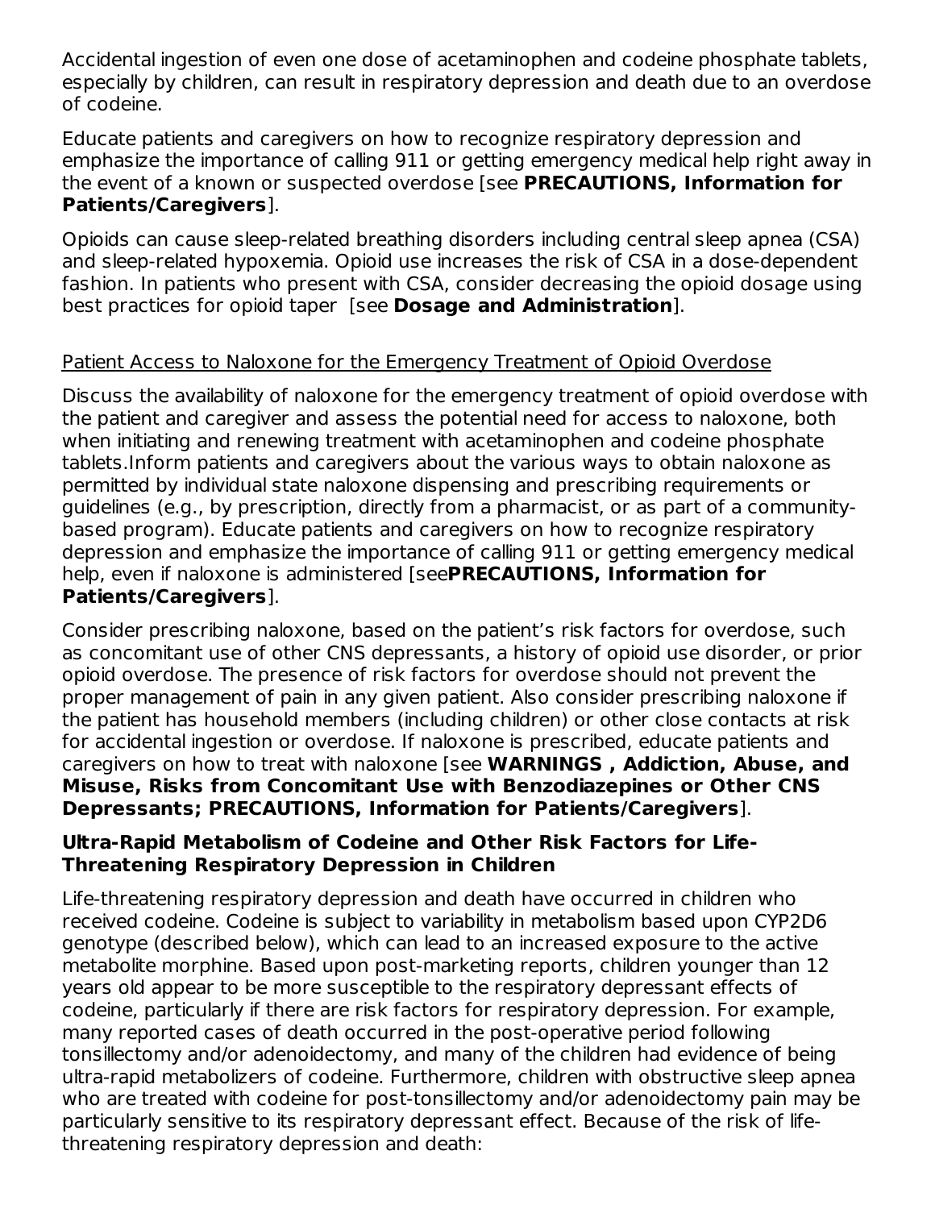Accidental ingestion of even one dose of acetaminophen and codeine phosphate tablets, especially by children, can result in respiratory depression and death due to an overdose of codeine.

Educate patients and caregivers on how to recognize respiratory depression and emphasize the importance of calling 911 or getting emergency medical help right away in the event of a known or suspected overdose [see **PRECAUTIONS, Information for Patients/Caregivers**].

Opioids can cause sleep-related breathing disorders including central sleep apnea (CSA) and sleep-related hypoxemia. Opioid use increases the risk of CSA in a dose-dependent fashion. In patients who present with CSA, consider decreasing the opioid dosage using best practices for opioid taper [see **Dosage and Administration**].

Patient Access to Naloxone for the Emergency Treatment of Opioid Overdose

Discuss the availability of naloxone for the emergency treatment of opioid overdose with the patient and caregiver and assess the potential need for access to naloxone, both when initiating and renewing treatment with acetaminophen and codeine phosphate tablets.Inform patients and caregivers about the various ways to obtain naloxone as permitted by individual state naloxone dispensing and prescribing requirements or guidelines (e.g., by prescription, directly from a pharmacist, or as part of a community-based program). Educate patients and caregivers on how to recognize respiratory depression and emphasize the importance of calling 911 or getting emergency medical help, even if naloxone is administered [see**PRECAUTIONS, Information for Patients/Caregivers**].

Consider prescribing naloxone, based on the patient's risk factors for overdose, such as concomitant use of other CNS depressants, a history of opioid use disorder, or prior opioid overdose. The presence of risk factors for overdose should not prevent the proper management of pain in any given patient. Also consider prescribing naloxone if the patient has household members (including children) or other close contacts at risk for accidental ingestion or overdose. If naloxone is prescribed, educate patients and caregivers on how to treat with naloxone [see **WARNINGS , Addiction, Abuse, and Misuse, Risks from Concomitant Use with Benzodiazepines or Other CNS Depressants; PRECAUTIONS, Information for Patients/Caregivers**].

**Ultra-Rapid Metabolism of Codeine and Other Risk Factors for Life-Threatening Respiratory Depression in Children**

Life-threatening respiratory depression and death have occurred in children who received codeine. Codeine is subject to variability in metabolism based upon CYP2D6 genotype (described below), which can lead to an increased exposure to the active metabolite morphine. Based upon post-marketing reports, children younger than 12 years old appear to be more susceptible to the respiratory depressant effects of codeine, particularly if there are risk factors for respiratory depression. For example, many reported cases of death occurred in the post-operative period following tonsillectomy and/or adenoidectomy, and many of the children had evidence of being ultra-rapid metabolizers of codeine. Furthermore, children with obstructive sleep apnea who are treated with codeine for post-tonsillectomy and/or adenoidectomy pain may be particularly sensitive to its respiratory depressant effect. Because of the risk of life-threatening respiratory depression and death: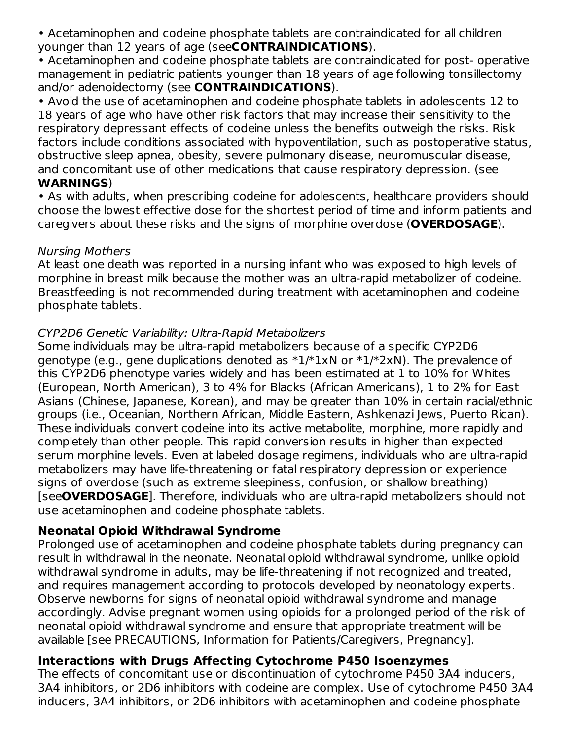- Acetaminophen and codeine phosphate tablets are contraindicated for all children younger than 12 years of age (see**CONTRAINDICATIONS**).
- Acetaminophen and codeine phosphate tablets are contraindicated for post- operative management in pediatric patients younger than 18 years of age following tonsillectomy and/or adenoidectomy (see **CONTRAINDICATIONS**).
- Avoid the use of acetaminophen and codeine phosphate tablets in adolescents 12 to 18 years of age who have other risk factors that may increase their sensitivity to the respiratory depressant effects of codeine unless the benefits outweigh the risks. Risk factors include conditions associated with hypoventilation, such as postoperative status, obstructive sleep apnea, obesity, severe pulmonary disease, neuromuscular disease, and concomitant use of other medications that cause respiratory depression. (see **WARNINGS**)
- As with adults, when prescribing codeine for adolescents, healthcare providers should choose the lowest effective dose for the shortest period of time and inform patients and caregivers about these risks and the signs of morphine overdose (**OVERDOSAGE**).

*Nursing Mothers*

At least one death was reported in a nursing infant who was exposed to high levels of morphine in breast milk because the mother was an ultra-rapid metabolizer of codeine. Breastfeeding is not recommended during treatment with acetaminophen and codeine phosphate tablets.

*CYP2D6 Genetic Variability: Ultra-Rapid Metabolizers*

Some individuals may be ultra-rapid metabolizers because of a specific CYP2D6 genotype (e.g., gene duplications denoted as *1/*1xN or *1/*2xN). The prevalence of this CYP2D6 phenotype varies widely and has been estimated at 1 to 10% for Whites (European, North American), 3 to 4% for Blacks (African Americans), 1 to 2% for East Asians (Chinese, Japanese, Korean), and may be greater than 10% in certain racial/ethnic groups (i.e., Oceanian, Northern African, Middle Eastern, Ashkenazi Jews, Puerto Rican). These individuals convert codeine into its active metabolite, morphine, more rapidly and completely than other people. This rapid conversion results in higher than expected serum morphine levels. Even at labeled dosage regimens, individuals who are ultra-rapid metabolizers may have life-threatening or fatal respiratory depression or experience signs of overdose (such as extreme sleepiness, confusion, or shallow breathing) [see**OVERDOSAGE**]. Therefore, individuals who are ultra-rapid metabolizers should not use acetaminophen and codeine phosphate tablets.

**Neonatal Opioid Withdrawal Syndrome**

Prolonged use of acetaminophen and codeine phosphate tablets during pregnancy can result in withdrawal in the neonate. Neonatal opioid withdrawal syndrome, unlike opioid withdrawal syndrome in adults, may be life-threatening if not recognized and treated, and requires management according to protocols developed by neonatology experts. Observe newborns for signs of neonatal opioid withdrawal syndrome and manage accordingly. Advise pregnant women using opioids for a prolonged period of the risk of neonatal opioid withdrawal syndrome and ensure that appropriate treatment will be available [see PRECAUTIONS, Information for Patients/Caregivers, Pregnancy].

**Interactions with Drugs Affecting Cytochrome P450 Isoenzymes**

The effects of concomitant use or discontinuation of cytochrome P450 3A4 inducers, 3A4 inhibitors, or 2D6 inhibitors with codeine are complex. Use of cytochrome P450 3A4 inducers, 3A4 inhibitors, or 2D6 inhibitors with acetaminophen and codeine phosphate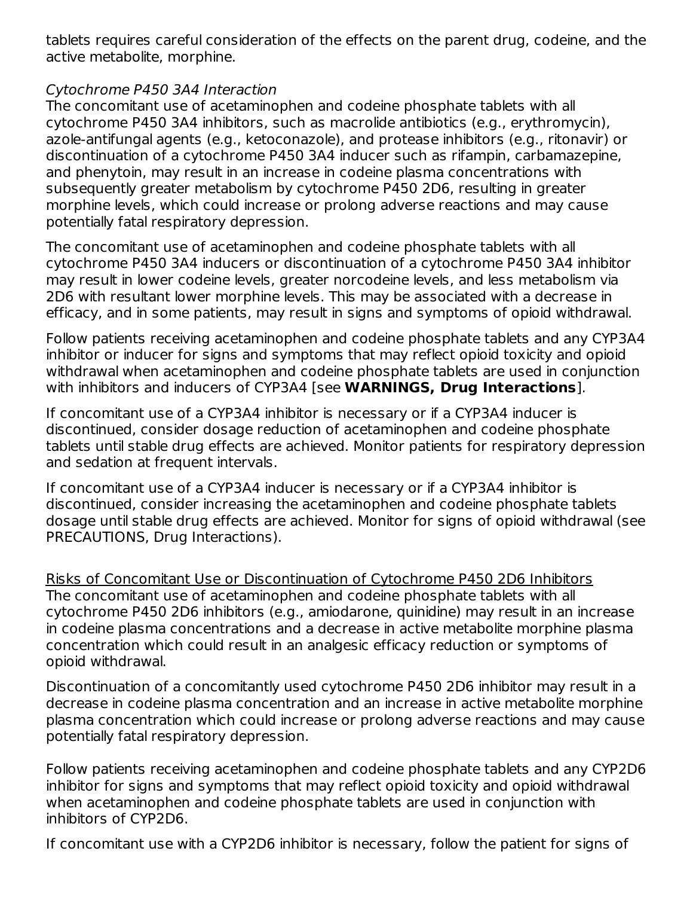tablets requires careful consideration of the effects on the parent drug, codeine, and the active metabolite, morphine.

*Cytochrome P450 3A4 Interaction*

The concomitant use of acetaminophen and codeine phosphate tablets with all cytochrome P450 3A4 inhibitors, such as macrolide antibiotics (e.g., erythromycin), azole-antifungal agents (e.g., ketoconazole), and protease inhibitors (e.g., ritonavir) or discontinuation of a cytochrome P450 3A4 inducer such as rifampin, carbamazepine, and phenytoin, may result in an increase in codeine plasma concentrations with subsequently greater metabolism by cytochrome P450 2D6, resulting in greater morphine levels, which could increase or prolong adverse reactions and may cause potentially fatal respiratory depression.

The concomitant use of acetaminophen and codeine phosphate tablets with all cytochrome P450 3A4 inducers or discontinuation of a cytochrome P450 3A4 inhibitor may result in lower codeine levels, greater norcodeine levels, and less metabolism via 2D6 with resultant lower morphine levels. This may be associated with a decrease in efficacy, and in some patients, may result in signs and symptoms of opioid withdrawal.

Follow patients receiving acetaminophen and codeine phosphate tablets and any CYP3A4 inhibitor or inducer for signs and symptoms that may reflect opioid toxicity and opioid withdrawal when acetaminophen and codeine phosphate tablets are used in conjunction with inhibitors and inducers of CYP3A4 [see **WARNINGS, Drug Interactions**].

If concomitant use of a CYP3A4 inhibitor is necessary or if a CYP3A4 inducer is discontinued, consider dosage reduction of acetaminophen and codeine phosphate tablets until stable drug effects are achieved. Monitor patients for respiratory depression and sedation at frequent intervals.

If concomitant use of a CYP3A4 inducer is necessary or if a CYP3A4 inhibitor is discontinued, consider increasing the acetaminophen and codeine phosphate tablets dosage until stable drug effects are achieved. Monitor for signs of opioid withdrawal (see PRECAUTIONS, Drug Interactions).

<u>Risks of Concomitant Use or Discontinuation of Cytochrome P450 2D6 Inhibitors</u>

The concomitant use of acetaminophen and codeine phosphate tablets with all cytochrome P450 2D6 inhibitors (e.g., amiodarone, quinidine) may result in an increase in codeine plasma concentrations and a decrease in active metabolite morphine plasma concentration which could result in an analgesic efficacy reduction or symptoms of opioid withdrawal.

Discontinuation of a concomitantly used cytochrome P450 2D6 inhibitor may result in a decrease in codeine plasma concentration and an increase in active metabolite morphine plasma concentration which could increase or prolong adverse reactions and may cause potentially fatal respiratory depression.

Follow patients receiving acetaminophen and codeine phosphate tablets and any CYP2D6 inhibitor for signs and symptoms that may reflect opioid toxicity and opioid withdrawal when acetaminophen and codeine phosphate tablets are used in conjunction with inhibitors of CYP2D6.

If concomitant use with a CYP2D6 inhibitor is necessary, follow the patient for signs of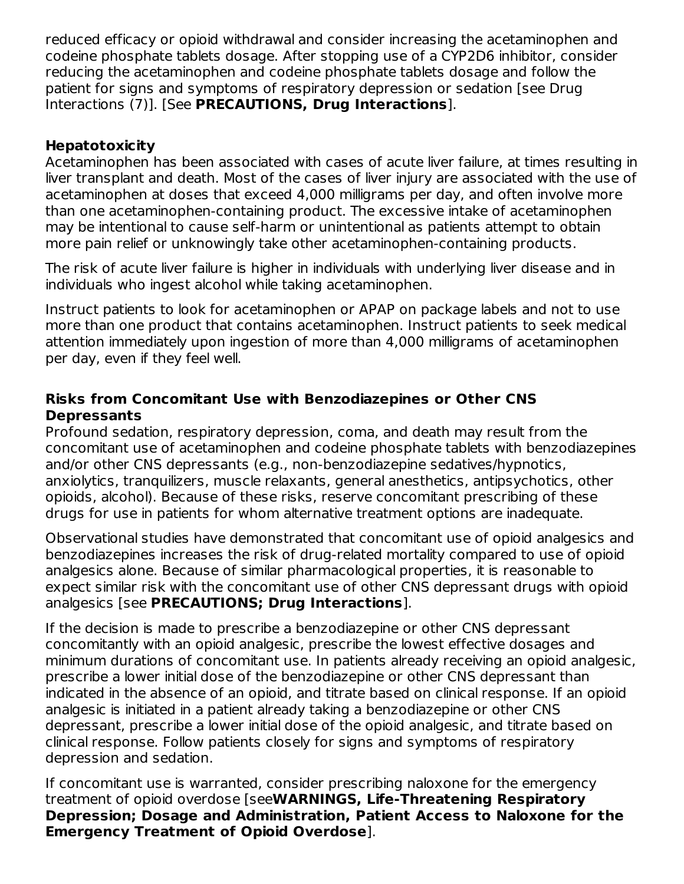reduced efficacy or opioid withdrawal and consider increasing the acetaminophen and codeine phosphate tablets dosage. After stopping use of a CYP2D6 inhibitor, consider reducing the acetaminophen and codeine phosphate tablets dosage and follow the patient for signs and symptoms of respiratory depression or sedation [see Drug Interactions (7)]. [See **PRECAUTIONS, Drug Interactions**].

**Hepatotoxicity**

Acetaminophen has been associated with cases of acute liver failure, at times resulting in liver transplant and death. Most of the cases of liver injury are associated with the use of acetaminophen at doses that exceed 4,000 milligrams per day, and often involve more than one acetaminophen-containing product. The excessive intake of acetaminophen may be intentional to cause self-harm or unintentional as patients attempt to obtain more pain relief or unknowingly take other acetaminophen-containing products.

The risk of acute liver failure is higher in individuals with underlying liver disease and in individuals who ingest alcohol while taking acetaminophen.

Instruct patients to look for acetaminophen or APAP on package labels and not to use more than one product that contains acetaminophen. Instruct patients to seek medical attention immediately upon ingestion of more than 4,000 milligrams of acetaminophen per day, even if they feel well.

**Risks from Concomitant Use with Benzodiazepines or Other CNS Depressants**

Profound sedation, respiratory depression, coma, and death may result from the concomitant use of acetaminophen and codeine phosphate tablets with benzodiazepines and/or other CNS depressants (e.g., non-benzodiazepine sedatives/hypnotics, anxiolytics, tranquilizers, muscle relaxants, general anesthetics, antipsychotics, other opioids, alcohol). Because of these risks, reserve concomitant prescribing of these drugs for use in patients for whom alternative treatment options are inadequate.

Observational studies have demonstrated that concomitant use of opioid analgesics and benzodiazepines increases the risk of drug-related mortality compared to use of opioid analgesics alone. Because of similar pharmacological properties, it is reasonable to expect similar risk with the concomitant use of other CNS depressant drugs with opioid analgesics [see **PRECAUTIONS; Drug Interactions**].

If the decision is made to prescribe a benzodiazepine or other CNS depressant concomitantly with an opioid analgesic, prescribe the lowest effective dosages and minimum durations of concomitant use. In patients already receiving an opioid analgesic, prescribe a lower initial dose of the benzodiazepine or other CNS depressant than indicated in the absence of an opioid, and titrate based on clinical response. If an opioid analgesic is initiated in a patient already taking a benzodiazepine or other CNS depressant, prescribe a lower initial dose of the opioid analgesic, and titrate based on clinical response. Follow patients closely for signs and symptoms of respiratory depression and sedation.

If concomitant use is warranted, consider prescribing naloxone for the emergency treatment of opioid overdose [see**WARNINGS, Life-Threatening Respiratory Depression; Dosage and Administration, Patient Access to Naloxone for the Emergency Treatment of Opioid Overdose**].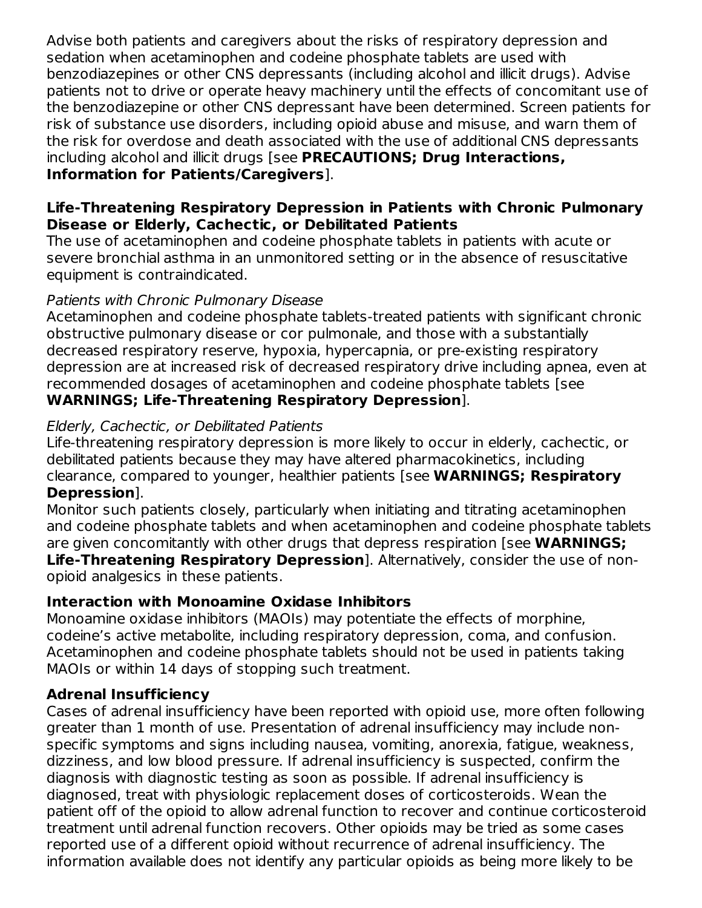Advise both patients and caregivers about the risks of respiratory depression and sedation when acetaminophen and codeine phosphate tablets are used with benzodiazepines or other CNS depressants (including alcohol and illicit drugs). Advise patients not to drive or operate heavy machinery until the effects of concomitant use of the benzodiazepine or other CNS depressant have been determined. Screen patients for risk of substance use disorders, including opioid abuse and misuse, and warn them of the risk for overdose and death associated with the use of additional CNS depressants including alcohol and illicit drugs [see **PRECAUTIONS; Drug Interactions, Information for Patients/Caregivers**].

**Life-Threatening Respiratory Depression in Patients with Chronic Pulmonary Disease or Elderly, Cachectic, or Debilitated Patients**

The use of acetaminophen and codeine phosphate tablets in patients with acute or severe bronchial asthma in an unmonitored setting or in the absence of resuscitative equipment is contraindicated.

*Patients with Chronic Pulmonary Disease*

Acetaminophen and codeine phosphate tablets-treated patients with significant chronic obstructive pulmonary disease or cor pulmonale, and those with a substantially decreased respiratory reserve, hypoxia, hypercapnia, or pre-existing respiratory depression are at increased risk of decreased respiratory drive including apnea, even at recommended dosages of acetaminophen and codeine phosphate tablets [see **WARNINGS; Life-Threatening Respiratory Depression**].

*Elderly, Cachectic, or Debilitated Patients*

Life-threatening respiratory depression is more likely to occur in elderly, cachectic, or debilitated patients because they may have altered pharmacokinetics, including clearance, compared to younger, healthier patients [see **WARNINGS; Respiratory Depression**].

Monitor such patients closely, particularly when initiating and titrating acetaminophen and codeine phosphate tablets and when acetaminophen and codeine phosphate tablets are given concomitantly with other drugs that depress respiration [see **WARNINGS; Life-Threatening Respiratory Depression**]. Alternatively, consider the use of non-opioid analgesics in these patients.

**Interaction with Monoamine Oxidase Inhibitors**

Monoamine oxidase inhibitors (MAOIs) may potentiate the effects of morphine, codeine's active metabolite, including respiratory depression, coma, and confusion. Acetaminophen and codeine phosphate tablets should not be used in patients taking MAOIs or within 14 days of stopping such treatment.

**Adrenal Insufficiency**

Cases of adrenal insufficiency have been reported with opioid use, more often following greater than 1 month of use. Presentation of adrenal insufficiency may include non-specific symptoms and signs including nausea, vomiting, anorexia, fatigue, weakness, dizziness, and low blood pressure. If adrenal insufficiency is suspected, confirm the diagnosis with diagnostic testing as soon as possible. If adrenal insufficiency is diagnosed, treat with physiologic replacement doses of corticosteroids. Wean the patient off of the opioid to allow adrenal function to recover and continue corticosteroid treatment until adrenal function recovers. Other opioids may be tried as some cases reported use of a different opioid without recurrence of adrenal insufficiency. The information available does not identify any particular opioids as being more likely to be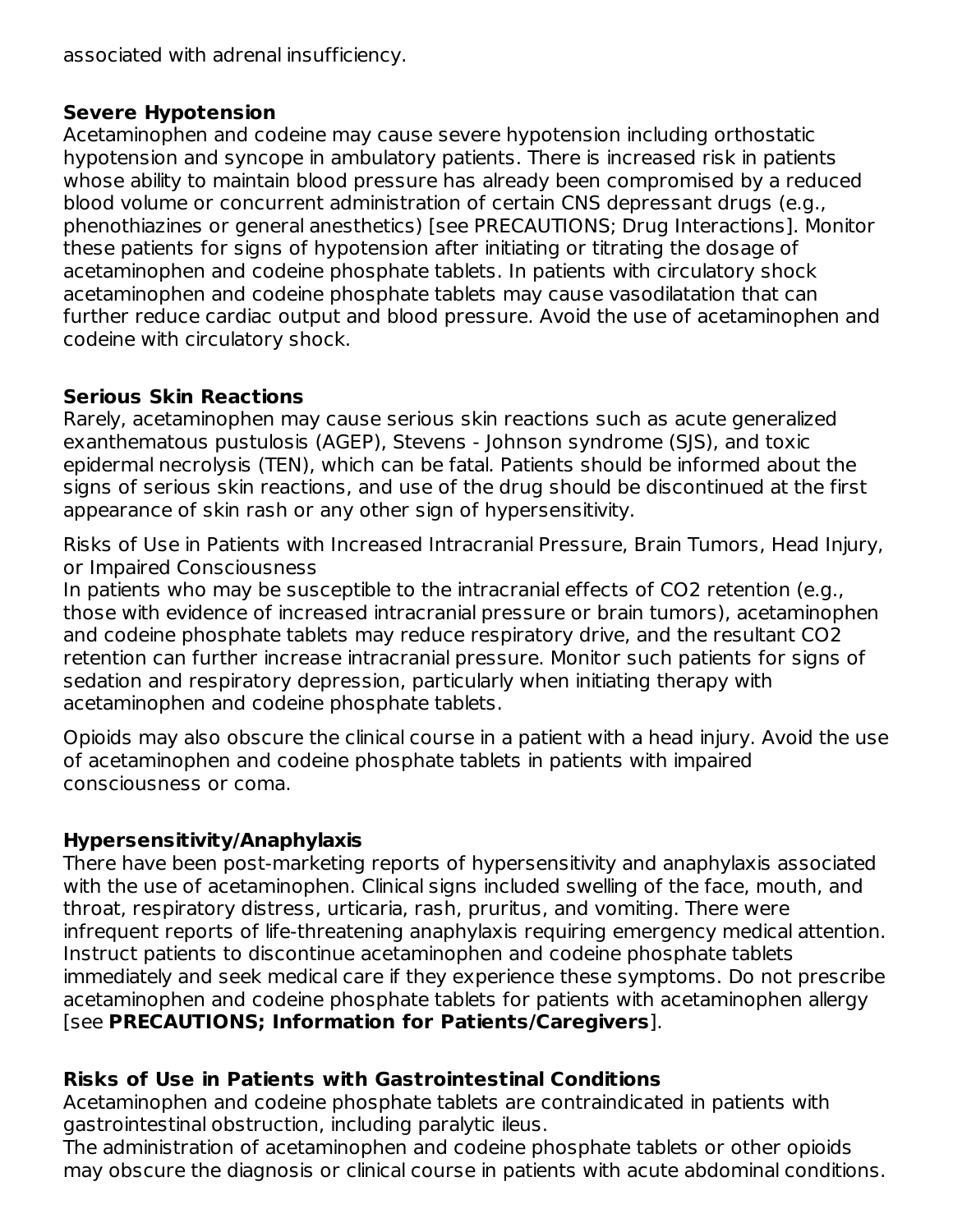associated with adrenal insufficiency.

**Severe Hypotension**

Acetaminophen and codeine may cause severe hypotension including orthostatic hypotension and syncope in ambulatory patients. There is increased risk in patients whose ability to maintain blood pressure has already been compromised by a reduced blood volume or concurrent administration of certain CNS depressant drugs (e.g., phenothiazines or general anesthetics) [see PRECAUTIONS; Drug Interactions]. Monitor these patients for signs of hypotension after initiating or titrating the dosage of acetaminophen and codeine phosphate tablets. In patients with circulatory shock acetaminophen and codeine phosphate tablets may cause vasodilatation that can further reduce cardiac output and blood pressure. Avoid the use of acetaminophen and codeine with circulatory shock.

**Serious Skin Reactions**

Rarely, acetaminophen may cause serious skin reactions such as acute generalized exanthematous pustulosis (AGEP), Stevens - Johnson syndrome (SJS), and toxic epidermal necrolysis (TEN), which can be fatal. Patients should be informed about the signs of serious skin reactions, and use of the drug should be discontinued at the first appearance of skin rash or any other sign of hypersensitivity.

Risks of Use in Patients with Increased Intracranial Pressure, Brain Tumors, Head Injury, or Impaired Consciousness

In patients who may be susceptible to the intracranial effects of $CO_2$ retention (e.g., those with evidence of increased intracranial pressure or brain tumors), acetaminophen and codeine phosphate tablets may reduce respiratory drive, and the resultant $CO_2$ retention can further increase intracranial pressure. Monitor such patients for signs of sedation and respiratory depression, particularly when initiating therapy with acetaminophen and codeine phosphate tablets.

Opioids may also obscure the clinical course in a patient with a head injury. Avoid the use of acetaminophen and codeine phosphate tablets in patients with impaired consciousness or coma.

**Hypersensitivity/Anaphylaxis**

There have been post-marketing reports of hypersensitivity and anaphylaxis associated with the use of acetaminophen. Clinical signs included swelling of the face, mouth, and throat, respiratory distress, urticaria, rash, pruritus, and vomiting. There were infrequent reports of life-threatening anaphylaxis requiring emergency medical attention. Instruct patients to discontinue acetaminophen and codeine phosphate tablets immediately and seek medical care if they experience these symptoms. Do not prescribe acetaminophen and codeine phosphate tablets for patients with acetaminophen allergy [see **PRECAUTIONS; Information for Patients/Caregivers**].

**Risks of Use in Patients with Gastrointestinal Conditions**

Acetaminophen and codeine phosphate tablets are contraindicated in patients with gastrointestinal obstruction, including paralytic ileus.

The administration of acetaminophen and codeine phosphate tablets or other opioids may obscure the diagnosis or clinical course in patients with acute abdominal conditions.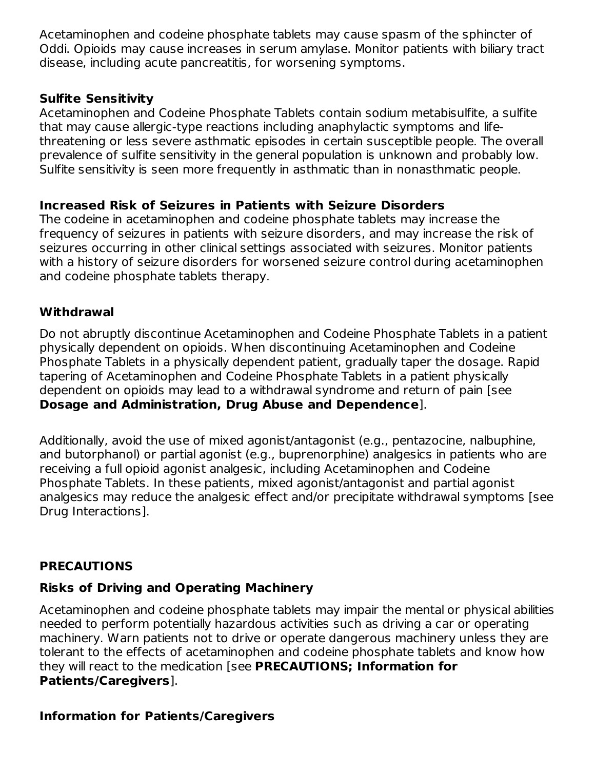Acetaminophen and codeine phosphate tablets may cause spasm of the sphincter of Oddi. Opioids may cause increases in serum amylase. Monitor patients with biliary tract disease, including acute pancreatitis, for worsening symptoms.

**Sulfite Sensitivity**

Acetaminophen and Codeine Phosphate Tablets contain sodium metabisulfite, a sulfite that may cause allergic-type reactions including anaphylactic symptoms and life-threatening or less severe asthmatic episodes in certain susceptible people. The overall prevalence of sulfite sensitivity in the general population is unknown and probably low. Sulfite sensitivity is seen more frequently in asthmatic than in nonasthmatic people.

**Increased Risk of Seizures in Patients with Seizure Disorders**

The codeine in acetaminophen and codeine phosphate tablets may increase the frequency of seizures in patients with seizure disorders, and may increase the risk of seizures occurring in other clinical settings associated with seizures. Monitor patients with a history of seizure disorders for worsened seizure control during acetaminophen and codeine phosphate tablets therapy.

**Withdrawal**

Do not abruptly discontinue Acetaminophen and Codeine Phosphate Tablets in a patient physically dependent on opioids. When discontinuing Acetaminophen and Codeine Phosphate Tablets in a physically dependent patient, gradually taper the dosage. Rapid tapering of Acetaminophen and Codeine Phosphate Tablets in a patient physically dependent on opioids may lead to a withdrawal syndrome and return of pain [see **Dosage and Administration, Drug Abuse and Dependence**].

Additionally, avoid the use of mixed agonist/antagonist (e.g., pentazocine, nalbuphine, and butorphanol) or partial agonist (e.g., buprenorphine) analgesics in patients who are receiving a full opioid agonist analgesic, including Acetaminophen and Codeine Phosphate Tablets. In these patients, mixed agonist/antagonist and partial agonist analgesics may reduce the analgesic effect and/or precipitate withdrawal symptoms [see Drug Interactions].

## PRECAUTIONS

**Risks of Driving and Operating Machinery**

Acetaminophen and codeine phosphate tablets may impair the mental or physical abilities needed to perform potentially hazardous activities such as driving a car or operating machinery. Warn patients not to drive or operate dangerous machinery unless they are tolerant to the effects of acetaminophen and codeine phosphate tablets and know how they will react to the medication [see **PRECAUTIONS; Information for Patients/Caregivers**].

**Information for Patients/Caregivers**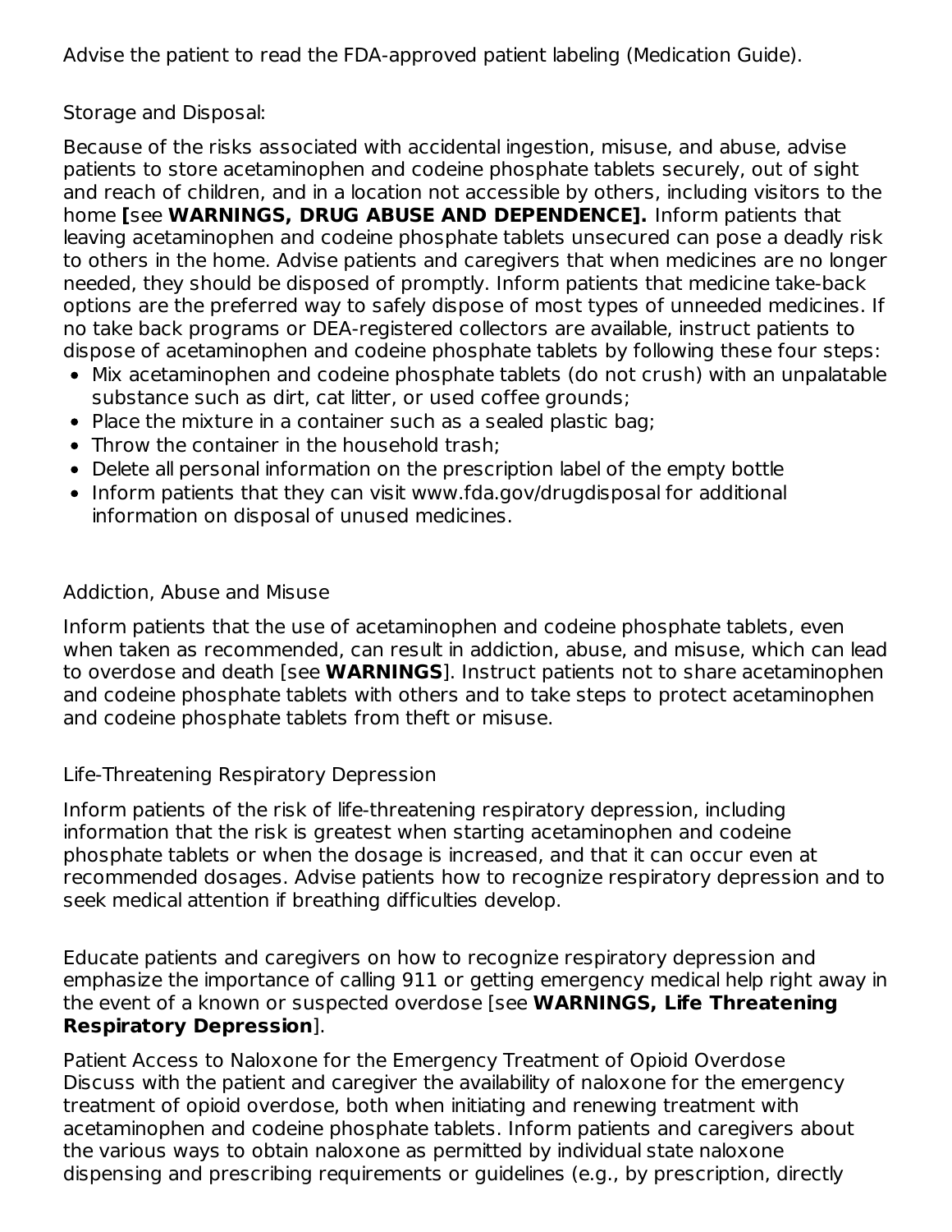Advise the patient to read the FDA-approved patient labeling (Medication Guide).

Storage and Disposal:

Because of the risks associated with accidental ingestion, misuse, and abuse, advise patients to store acetaminophen and codeine phosphate tablets securely, out of sight and reach of children, and in a location not accessible by others, including visitors to the home **[**see **WARNINGS, DRUG ABUSE AND DEPENDENCE].** Inform patients that leaving acetaminophen and codeine phosphate tablets unsecured can pose a deadly risk to others in the home. Advise patients and caregivers that when medicines are no longer needed, they should be disposed of promptly. Inform patients that medicine take-back options are the preferred way to safely dispose of most types of unneeded medicines. If no take back programs or DEA-registered collectors are available, instruct patients to dispose of acetaminophen and codeine phosphate tablets by following these four steps:

- Mix acetaminophen and codeine phosphate tablets (do not crush) with an unpalatable substance such as dirt, cat litter, or used coffee grounds;
- Place the mixture in a container such as a sealed plastic bag;
- Throw the container in the household trash;
- Delete all personal information on the prescription label of the empty bottle
- Inform patients that they can visit www.fda.gov/drugdisposal for additional information on disposal of unused medicines.

Addiction, Abuse and Misuse

Inform patients that the use of acetaminophen and codeine phosphate tablets, even when taken as recommended, can result in addiction, abuse, and misuse, which can lead to overdose and death [see **WARNINGS**]. Instruct patients not to share acetaminophen and codeine phosphate tablets with others and to take steps to protect acetaminophen and codeine phosphate tablets from theft or misuse.

Life-Threatening Respiratory Depression

Inform patients of the risk of life-threatening respiratory depression, including information that the risk is greatest when starting acetaminophen and codeine phosphate tablets or when the dosage is increased, and that it can occur even at recommended dosages. Advise patients how to recognize respiratory depression and to seek medical attention if breathing difficulties develop.

Educate patients and caregivers on how to recognize respiratory depression and emphasize the importance of calling 911 or getting emergency medical help right away in the event of a known or suspected overdose [see **WARNINGS, Life Threatening Respiratory Depression**].

Patient Access to Naloxone for the Emergency Treatment of Opioid Overdose
Discuss with the patient and caregiver the availability of naloxone for the emergency treatment of opioid overdose, both when initiating and renewing treatment with acetaminophen and codeine phosphate tablets. Inform patients and caregivers about the various ways to obtain naloxone as permitted by individual state naloxone dispensing and prescribing requirements or guidelines (e.g., by prescription, directly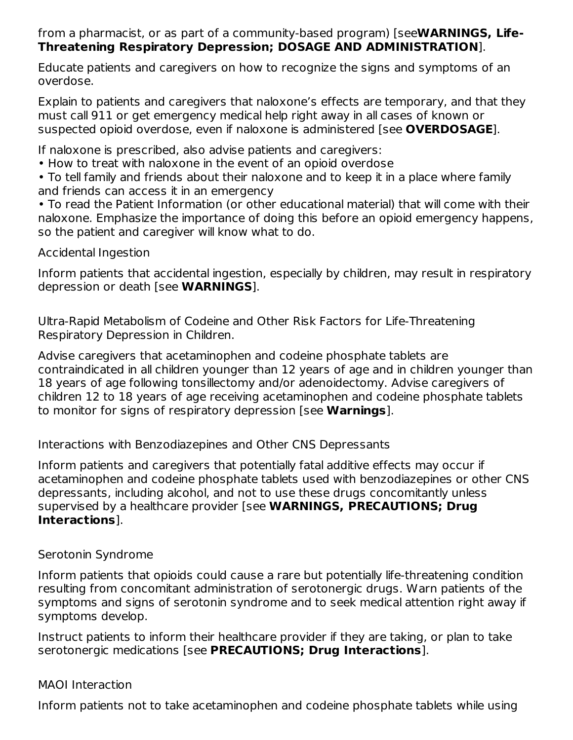from a pharmacist, or as part of a community-based program) [see**WARNINGS, Life-Threatening Respiratory Depression; DOSAGE AND ADMINISTRATION**].

Educate patients and caregivers on how to recognize the signs and symptoms of an overdose.

Explain to patients and caregivers that naloxone's effects are temporary, and that they must call 911 or get emergency medical help right away in all cases of known or suspected opioid overdose, even if naloxone is administered [see **OVERDOSAGE**].

If naloxone is prescribed, also advise patients and caregivers:

- How to treat with naloxone in the event of an opioid overdose
- To tell family and friends about their naloxone and to keep it in a place where family and friends can access it in an emergency
- To read the Patient Information (or other educational material) that will come with their naloxone. Emphasize the importance of doing this before an opioid emergency happens, so the patient and caregiver will know what to do.

Accidental Ingestion

Inform patients that accidental ingestion, especially by children, may result in respiratory depression or death [see **WARNINGS**].

Ultra-Rapid Metabolism of Codeine and Other Risk Factors for Life-Threatening Respiratory Depression in Children.

Advise caregivers that acetaminophen and codeine phosphate tablets are contraindicated in all children younger than 12 years of age and in children younger than 18 years of age following tonsillectomy and/or adenoidectomy. Advise caregivers of children 12 to 18 years of age receiving acetaminophen and codeine phosphate tablets to monitor for signs of respiratory depression [see **Warnings**].

Interactions with Benzodiazepines and Other CNS Depressants

Inform patients and caregivers that potentially fatal additive effects may occur if acetaminophen and codeine phosphate tablets used with benzodiazepines or other CNS depressants, including alcohol, and not to use these drugs concomitantly unless supervised by a healthcare provider [see **WARNINGS, PRECAUTIONS; Drug Interactions**].

Serotonin Syndrome

Inform patients that opioids could cause a rare but potentially life-threatening condition resulting from concomitant administration of serotonergic drugs. Warn patients of the symptoms and signs of serotonin syndrome and to seek medical attention right away if symptoms develop.

Instruct patients to inform their healthcare provider if they are taking, or plan to take serotonergic medications [see **PRECAUTIONS; Drug Interactions**].

MAOI Interaction

Inform patients not to take acetaminophen and codeine phosphate tablets while using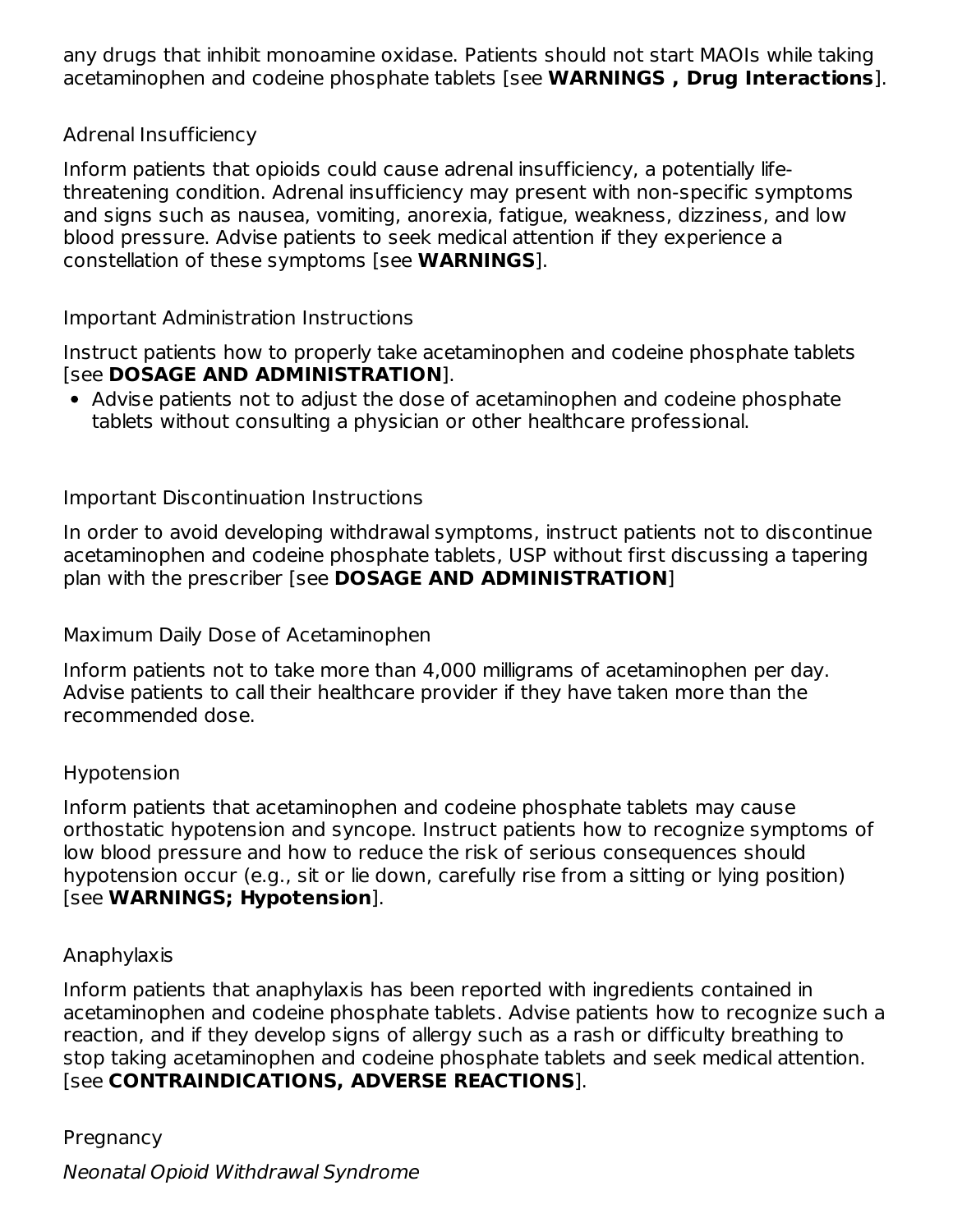any drugs that inhibit monoamine oxidase. Patients should not start MAOIs while taking acetaminophen and codeine phosphate tablets [see **WARNINGS , Drug Interactions**].

Adrenal Insufficiency

Inform patients that opioids could cause adrenal insufficiency, a potentially life-threatening condition. Adrenal insufficiency may present with non-specific symptoms and signs such as nausea, vomiting, anorexia, fatigue, weakness, dizziness, and low blood pressure. Advise patients to seek medical attention if they experience a constellation of these symptoms [see **WARNINGS**].

Important Administration Instructions

Instruct patients how to properly take acetaminophen and codeine phosphate tablets [see **DOSAGE AND ADMINISTRATION**].

- Advise patients not to adjust the dose of acetaminophen and codeine phosphate tablets without consulting a physician or other healthcare professional.

Important Discontinuation Instructions

In order to avoid developing withdrawal symptoms, instruct patients not to discontinue acetaminophen and codeine phosphate tablets, USP without first discussing a tapering plan with the prescriber [see **DOSAGE AND ADMINISTRATION**]

Maximum Daily Dose of Acetaminophen

Inform patients not to take more than 4,000 milligrams of acetaminophen per day. Advise patients to call their healthcare provider if they have taken more than the recommended dose.

Hypotension

Inform patients that acetaminophen and codeine phosphate tablets may cause orthostatic hypotension and syncope. Instruct patients how to recognize symptoms of low blood pressure and how to reduce the risk of serious consequences should hypotension occur (e.g., sit or lie down, carefully rise from a sitting or lying position) [see **WARNINGS; Hypotension**].

Anaphylaxis

Inform patients that anaphylaxis has been reported with ingredients contained in acetaminophen and codeine phosphate tablets. Advise patients how to recognize such a reaction, and if they develop signs of allergy such as a rash or difficulty breathing to stop taking acetaminophen and codeine phosphate tablets and seek medical attention. [see **CONTRAINDICATIONS, ADVERSE REACTIONS**].

Pregnancy

*Neonatal Opioid Withdrawal Syndrome*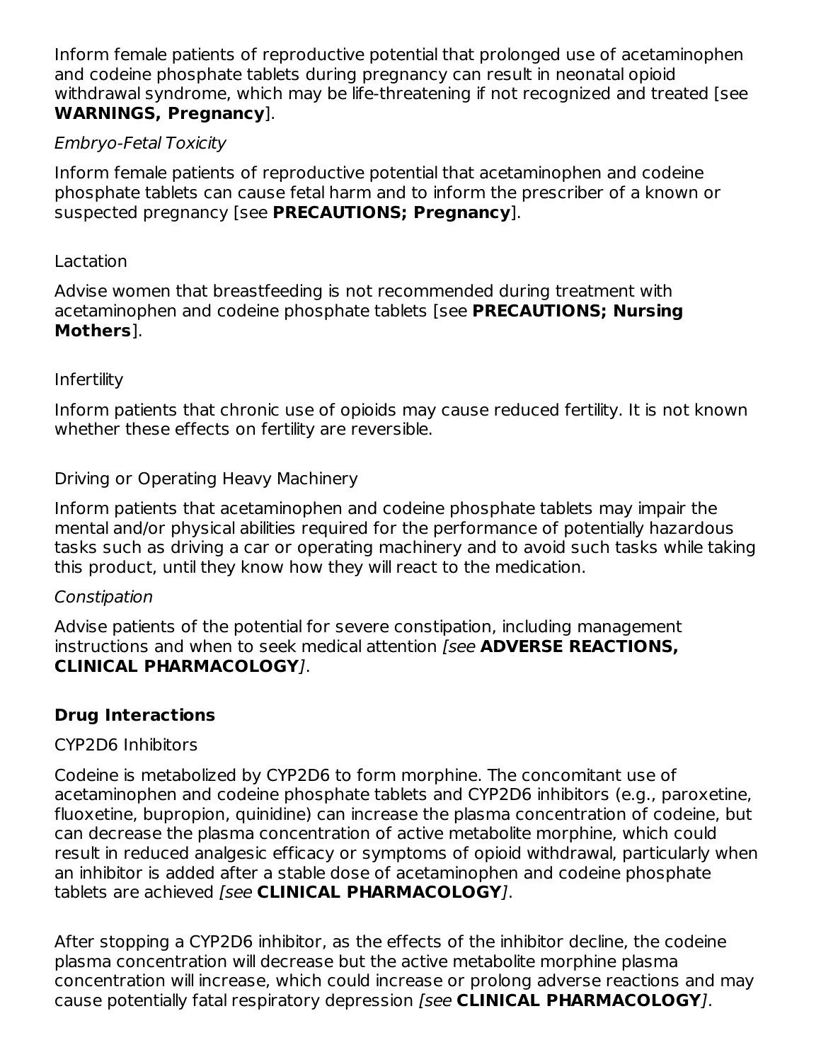Inform female patients of reproductive potential that prolonged use of acetaminophen and codeine phosphate tablets during pregnancy can result in neonatal opioid withdrawal syndrome, which may be life-threatening if not recognized and treated [see **WARNINGS, Pregnancy**].

*Embryo-Fetal Toxicity*

Inform female patients of reproductive potential that acetaminophen and codeine phosphate tablets can cause fetal harm and to inform the prescriber of a known or suspected pregnancy [see **PRECAUTIONS; Pregnancy**].

Lactation

Advise women that breastfeeding is not recommended during treatment with acetaminophen and codeine phosphate tablets [see **PRECAUTIONS; Nursing Mothers**].

Infertility

Inform patients that chronic use of opioids may cause reduced fertility. It is not known whether these effects on fertility are reversible.

Driving or Operating Heavy Machinery

Inform patients that acetaminophen and codeine phosphate tablets may impair the mental and/or physical abilities required for the performance of potentially hazardous tasks such as driving a car or operating machinery and to avoid such tasks while taking this product, until they know how they will react to the medication.

*Constipation*

Advise patients of the potential for severe constipation, including management instructions and when to seek medical attention *[see* **ADVERSE REACTIONS, CLINICAL PHARMACOLOGY***]*.

**Drug Interactions**

CYP2D6 Inhibitors

Codeine is metabolized by CYP2D6 to form morphine. The concomitant use of acetaminophen and codeine phosphate tablets and CYP2D6 inhibitors (e.g., paroxetine, fluoxetine, bupropion, quinidine) can increase the plasma concentration of codeine, but can decrease the plasma concentration of active metabolite morphine, which could result in reduced analgesic efficacy or symptoms of opioid withdrawal, particularly when an inhibitor is added after a stable dose of acetaminophen and codeine phosphate tablets are achieved *[see* **CLINICAL PHARMACOLOGY***]*.

After stopping a CYP2D6 inhibitor, as the effects of the inhibitor decline, the codeine plasma concentration will decrease but the active metabolite morphine plasma concentration will increase, which could increase or prolong adverse reactions and may cause potentially fatal respiratory depression *[see* **CLINICAL PHARMACOLOGY***]*.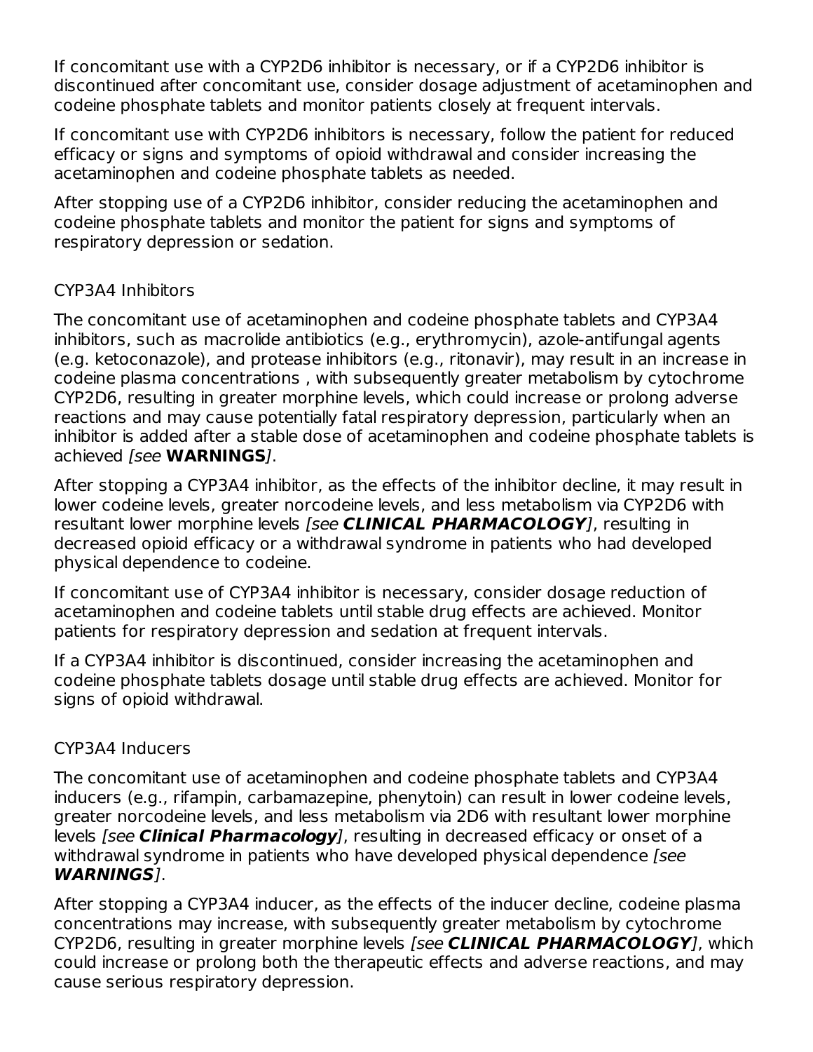If concomitant use with a CYP2D6 inhibitor is necessary, or if a CYP2D6 inhibitor is discontinued after concomitant use, consider dosage adjustment of acetaminophen and codeine phosphate tablets and monitor patients closely at frequent intervals.

If concomitant use with CYP2D6 inhibitors is necessary, follow the patient for reduced efficacy or signs and symptoms of opioid withdrawal and consider increasing the acetaminophen and codeine phosphate tablets as needed.

After stopping use of a CYP2D6 inhibitor, consider reducing the acetaminophen and codeine phosphate tablets and monitor the patient for signs and symptoms of respiratory depression or sedation.

CYP3A4 Inhibitors

The concomitant use of acetaminophen and codeine phosphate tablets and CYP3A4 inhibitors, such as macrolide antibiotics (e.g., erythromycin), azole-antifungal agents (e.g. ketoconazole), and protease inhibitors (e.g., ritonavir), may result in an increase in codeine plasma concentrations , with subsequently greater metabolism by cytochrome CYP2D6, resulting in greater morphine levels, which could increase or prolong adverse reactions and may cause potentially fatal respiratory depression, particularly when an inhibitor is added after a stable dose of acetaminophen and codeine phosphate tablets is achieved *[see* **WARNINGS***]*.

After stopping a CYP3A4 inhibitor, as the effects of the inhibitor decline, it may result in lower codeine levels, greater norcodeine levels, and less metabolism via CYP2D6 with resultant lower morphine levels *[see* ***CLINICAL PHARMACOLOGY****]*, resulting in decreased opioid efficacy or a withdrawal syndrome in patients who had developed physical dependence to codeine.

If concomitant use of CYP3A4 inhibitor is necessary, consider dosage reduction of acetaminophen and codeine tablets until stable drug effects are achieved. Monitor patients for respiratory depression and sedation at frequent intervals.

If a CYP3A4 inhibitor is discontinued, consider increasing the acetaminophen and codeine phosphate tablets dosage until stable drug effects are achieved. Monitor for signs of opioid withdrawal.

CYP3A4 Inducers

The concomitant use of acetaminophen and codeine phosphate tablets and CYP3A4 inducers (e.g., rifampin, carbamazepine, phenytoin) can result in lower codeine levels, greater norcodeine levels, and less metabolism via 2D6 with resultant lower morphine levels *[see* ***Clinical Pharmacology****]*, resulting in decreased efficacy or onset of a withdrawal syndrome in patients who have developed physical dependence *[see* ***WARNINGS****]*.

After stopping a CYP3A4 inducer, as the effects of the inducer decline, codeine plasma concentrations may increase, with subsequently greater metabolism by cytochrome CYP2D6, resulting in greater morphine levels *[see* ***CLINICAL PHARMACOLOGY****]*, which could increase or prolong both the therapeutic effects and adverse reactions, and may cause serious respiratory depression.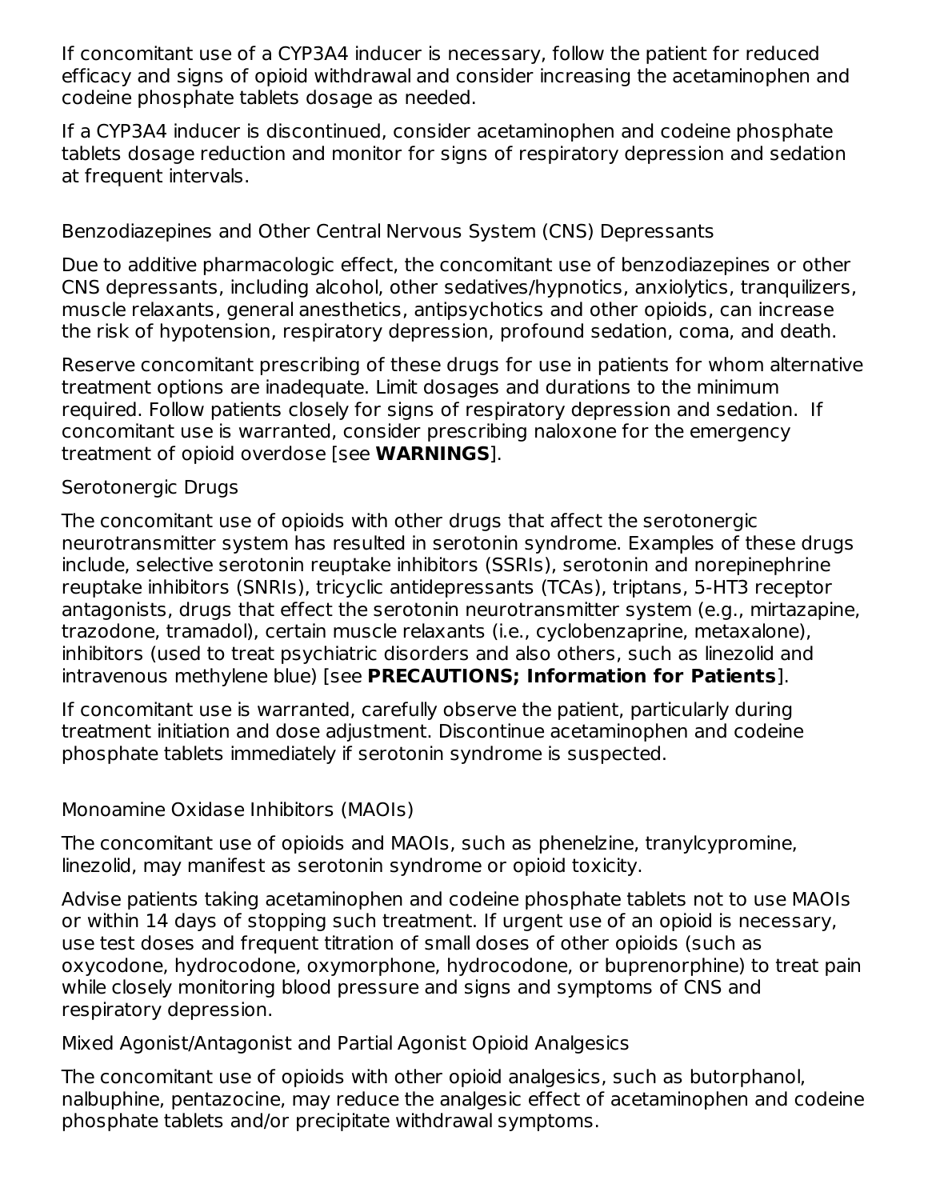If concomitant use of a CYP3A4 inducer is necessary, follow the patient for reduced efficacy and signs of opioid withdrawal and consider increasing the acetaminophen and codeine phosphate tablets dosage as needed.

If a CYP3A4 inducer is discontinued, consider acetaminophen and codeine phosphate tablets dosage reduction and monitor for signs of respiratory depression and sedation at frequent intervals.

Benzodiazepines and Other Central Nervous System (CNS) Depressants

Due to additive pharmacologic effect, the concomitant use of benzodiazepines or other CNS depressants, including alcohol, other sedatives/hypnotics, anxiolytics, tranquilizers, muscle relaxants, general anesthetics, antipsychotics and other opioids, can increase the risk of hypotension, respiratory depression, profound sedation, coma, and death.

Reserve concomitant prescribing of these drugs for use in patients for whom alternative treatment options are inadequate. Limit dosages and durations to the minimum required. Follow patients closely for signs of respiratory depression and sedation. If concomitant use is warranted, consider prescribing naloxone for the emergency treatment of opioid overdose [see **WARNINGS**].

Serotonergic Drugs

The concomitant use of opioids with other drugs that affect the serotonergic neurotransmitter system has resulted in serotonin syndrome. Examples of these drugs include, selective serotonin reuptake inhibitors (SSRIs), serotonin and norepinephrine reuptake inhibitors (SNRIs), tricyclic antidepressants (TCAs), triptans, 5-HT3 receptor antagonists, drugs that effect the serotonin neurotransmitter system (e.g., mirtazapine, trazodone, tramadol), certain muscle relaxants (i.e., cyclobenzaprine, metaxalone), inhibitors (used to treat psychiatric disorders and also others, such as linezolid and intravenous methylene blue) [see **PRECAUTIONS; Information for Patients**].

If concomitant use is warranted, carefully observe the patient, particularly during treatment initiation and dose adjustment. Discontinue acetaminophen and codeine phosphate tablets immediately if serotonin syndrome is suspected.

Monoamine Oxidase Inhibitors (MAOIs)

The concomitant use of opioids and MAOIs, such as phenelzine, tranylcypromine, linezolid, may manifest as serotonin syndrome or opioid toxicity.

Advise patients taking acetaminophen and codeine phosphate tablets not to use MAOIs or within 14 days of stopping such treatment. If urgent use of an opioid is necessary, use test doses and frequent titration of small doses of other opioids (such as oxycodone, hydrocodone, oxymorphone, hydrocodone, or buprenorphine) to treat pain while closely monitoring blood pressure and signs and symptoms of CNS and respiratory depression.

Mixed Agonist/Antagonist and Partial Agonist Opioid Analgesics

The concomitant use of opioids with other opioid analgesics, such as butorphanol, nalbuphine, pentazocine, may reduce the analgesic effect of acetaminophen and codeine phosphate tablets and/or precipitate withdrawal symptoms.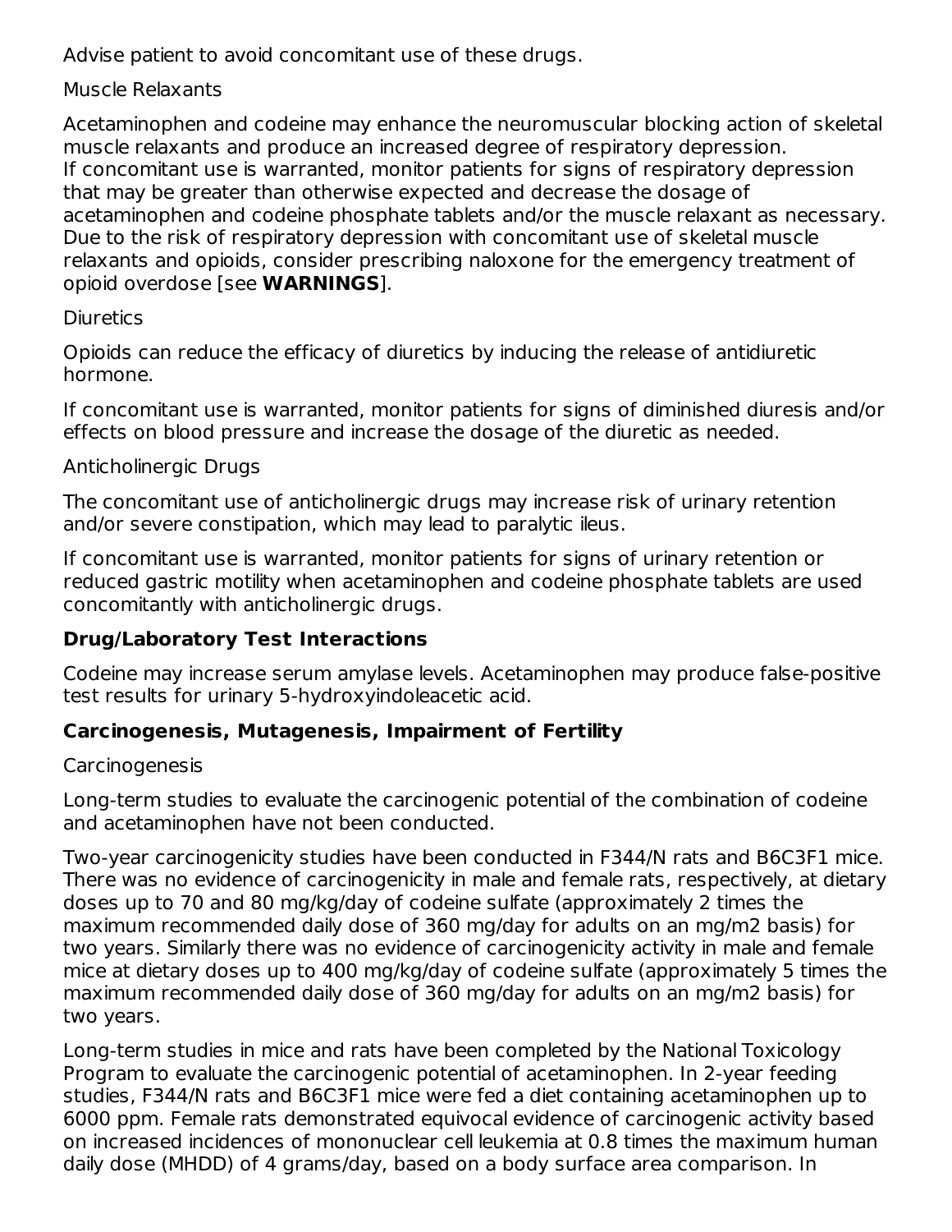Advise patient to avoid concomitant use of these drugs.

Muscle Relaxants

Acetaminophen and codeine may enhance the neuromuscular blocking action of skeletal muscle relaxants and produce an increased degree of respiratory depression.
If concomitant use is warranted, monitor patients for signs of respiratory depression that may be greater than otherwise expected and decrease the dosage of acetaminophen and codeine phosphate tablets and/or the muscle relaxant as necessary. Due to the risk of respiratory depression with concomitant use of skeletal muscle relaxants and opioids, consider prescribing naloxone for the emergency treatment of opioid overdose [see **WARNINGS**].

Diuretics

Opioids can reduce the efficacy of diuretics by inducing the release of antidiuretic hormone.

If concomitant use is warranted, monitor patients for signs of diminished diuresis and/or effects on blood pressure and increase the dosage of the diuretic as needed.

Anticholinergic Drugs

The concomitant use of anticholinergic drugs may increase risk of urinary retention and/or severe constipation, which may lead to paralytic ileus.

If concomitant use is warranted, monitor patients for signs of urinary retention or reduced gastric motility when acetaminophen and codeine phosphate tablets are used concomitantly with anticholinergic drugs.

**Drug/Laboratory Test Interactions**

Codeine may increase serum amylase levels. Acetaminophen may produce false-positive test results for urinary 5-hydroxyindoleacetic acid.

**Carcinogenesis, Mutagenesis, Impairment of Fertility**

Carcinogenesis

Long-term studies to evaluate the carcinogenic potential of the combination of codeine and acetaminophen have not been conducted.

Two-year carcinogenicity studies have been conducted in F344/N rats and B6C3F1 mice. There was no evidence of carcinogenicity in male and female rats, respectively, at dietary doses up to 70 and 80 mg/kg/day of codeine sulfate (approximately 2 times the maximum recommended daily dose of 360 mg/day for adults on an mg/m2 basis) for two years. Similarly there was no evidence of carcinogenicity activity in male and female mice at dietary doses up to 400 mg/kg/day of codeine sulfate (approximately 5 times the maximum recommended daily dose of 360 mg/day for adults on an mg/m2 basis) for two years.

Long-term studies in mice and rats have been completed by the National Toxicology Program to evaluate the carcinogenic potential of acetaminophen. In 2-year feeding studies, F344/N rats and B6C3F1 mice were fed a diet containing acetaminophen up to 6000 ppm. Female rats demonstrated equivocal evidence of carcinogenic activity based on increased incidences of mononuclear cell leukemia at 0.8 times the maximum human daily dose (MHDD) of 4 grams/day, based on a body surface area comparison. In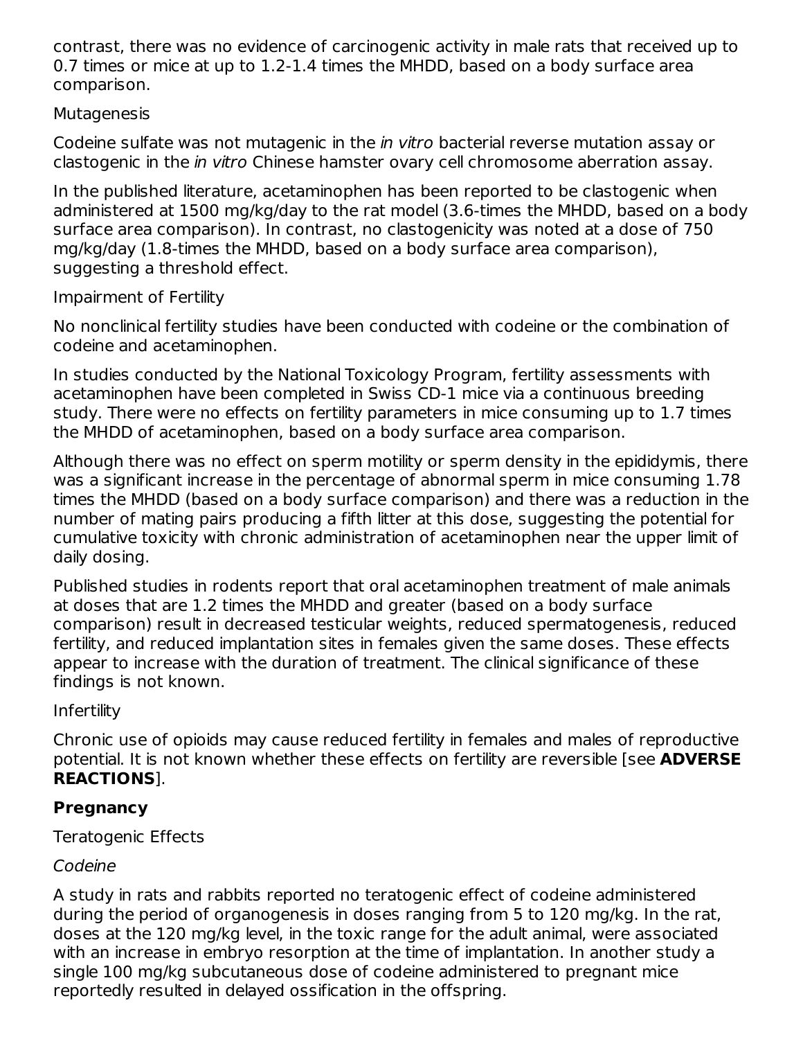contrast, there was no evidence of carcinogenic activity in male rats that received up to 0.7 times or mice at up to 1.2-1.4 times the MHDD, based on a body surface area comparison.

Mutagenesis

Codeine sulfate was not mutagenic in the *in vitro* bacterial reverse mutation assay or clastogenic in the *in vitro* Chinese hamster ovary cell chromosome aberration assay.

In the published literature, acetaminophen has been reported to be clastogenic when administered at 1500 mg/kg/day to the rat model (3.6-times the MHDD, based on a body surface area comparison). In contrast, no clastogenicity was noted at a dose of 750 mg/kg/day (1.8-times the MHDD, based on a body surface area comparison), suggesting a threshold effect.

Impairment of Fertility

No nonclinical fertility studies have been conducted with codeine or the combination of codeine and acetaminophen.

In studies conducted by the National Toxicology Program, fertility assessments with acetaminophen have been completed in Swiss CD-1 mice via a continuous breeding study. There were no effects on fertility parameters in mice consuming up to 1.7 times the MHDD of acetaminophen, based on a body surface area comparison.

Although there was no effect on sperm motility or sperm density in the epididymis, there was a significant increase in the percentage of abnormal sperm in mice consuming 1.78 times the MHDD (based on a body surface comparison) and there was a reduction in the number of mating pairs producing a fifth litter at this dose, suggesting the potential for cumulative toxicity with chronic administration of acetaminophen near the upper limit of daily dosing.

Published studies in rodents report that oral acetaminophen treatment of male animals at doses that are 1.2 times the MHDD and greater (based on a body surface comparison) result in decreased testicular weights, reduced spermatogenesis, reduced fertility, and reduced implantation sites in females given the same doses. These effects appear to increase with the duration of treatment. The clinical significance of these findings is not known.

Infertility

Chronic use of opioids may cause reduced fertility in females and males of reproductive potential. It is not known whether these effects on fertility are reversible [see **ADVERSE REACTIONS**].

**Pregnancy**

Teratogenic Effects

*Codeine*

A study in rats and rabbits reported no teratogenic effect of codeine administered during the period of organogenesis in doses ranging from 5 to 120 mg/kg. In the rat, doses at the 120 mg/kg level, in the toxic range for the adult animal, were associated with an increase in embryo resorption at the time of implantation. In another study a single 100 mg/kg subcutaneous dose of codeine administered to pregnant mice reportedly resulted in delayed ossification in the offspring.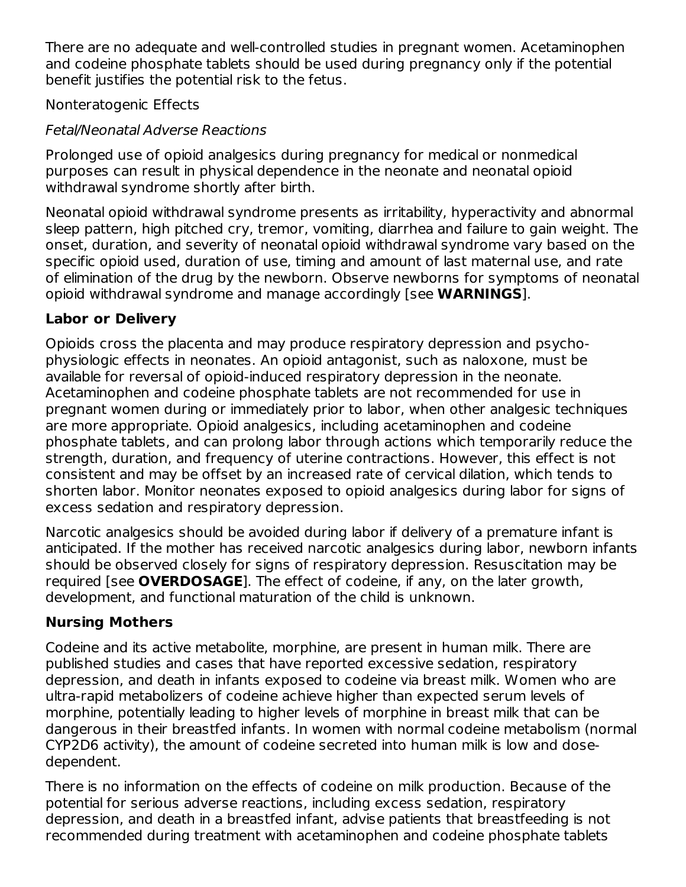There are no adequate and well-controlled studies in pregnant women. Acetaminophen and codeine phosphate tablets should be used during pregnancy only if the potential benefit justifies the potential risk to the fetus.

Nonteratogenic Effects

*Fetal/Neonatal Adverse Reactions*

Prolonged use of opioid analgesics during pregnancy for medical or nonmedical purposes can result in physical dependence in the neonate and neonatal opioid withdrawal syndrome shortly after birth.

Neonatal opioid withdrawal syndrome presents as irritability, hyperactivity and abnormal sleep pattern, high pitched cry, tremor, vomiting, diarrhea and failure to gain weight. The onset, duration, and severity of neonatal opioid withdrawal syndrome vary based on the specific opioid used, duration of use, timing and amount of last maternal use, and rate of elimination of the drug by the newborn. Observe newborns for symptoms of neonatal opioid withdrawal syndrome and manage accordingly [see **WARNINGS**].

### Labor or Delivery

Opioids cross the placenta and may produce respiratory depression and psycho-physiologic effects in neonates. An opioid antagonist, such as naloxone, must be available for reversal of opioid-induced respiratory depression in the neonate. Acetaminophen and codeine phosphate tablets are not recommended for use in pregnant women during or immediately prior to labor, when other analgesic techniques are more appropriate. Opioid analgesics, including acetaminophen and codeine phosphate tablets, and can prolong labor through actions which temporarily reduce the strength, duration, and frequency of uterine contractions. However, this effect is not consistent and may be offset by an increased rate of cervical dilation, which tends to shorten labor. Monitor neonates exposed to opioid analgesics during labor for signs of excess sedation and respiratory depression.

Narcotic analgesics should be avoided during labor if delivery of a premature infant is anticipated. If the mother has received narcotic analgesics during labor, newborn infants should be observed closely for signs of respiratory depression. Resuscitation may be required [see **OVERDOSAGE**]. The effect of codeine, if any, on the later growth, development, and functional maturation of the child is unknown.

### Nursing Mothers

Codeine and its active metabolite, morphine, are present in human milk. There are published studies and cases that have reported excessive sedation, respiratory depression, and death in infants exposed to codeine via breast milk. Women who are ultra-rapid metabolizers of codeine achieve higher than expected serum levels of morphine, potentially leading to higher levels of morphine in breast milk that can be dangerous in their breastfed infants. In women with normal codeine metabolism (normal CYP2D6 activity), the amount of codeine secreted into human milk is low and dose-dependent.

There is no information on the effects of codeine on milk production. Because of the potential for serious adverse reactions, including excess sedation, respiratory depression, and death in a breastfed infant, advise patients that breastfeeding is not recommended during treatment with acetaminophen and codeine phosphate tablets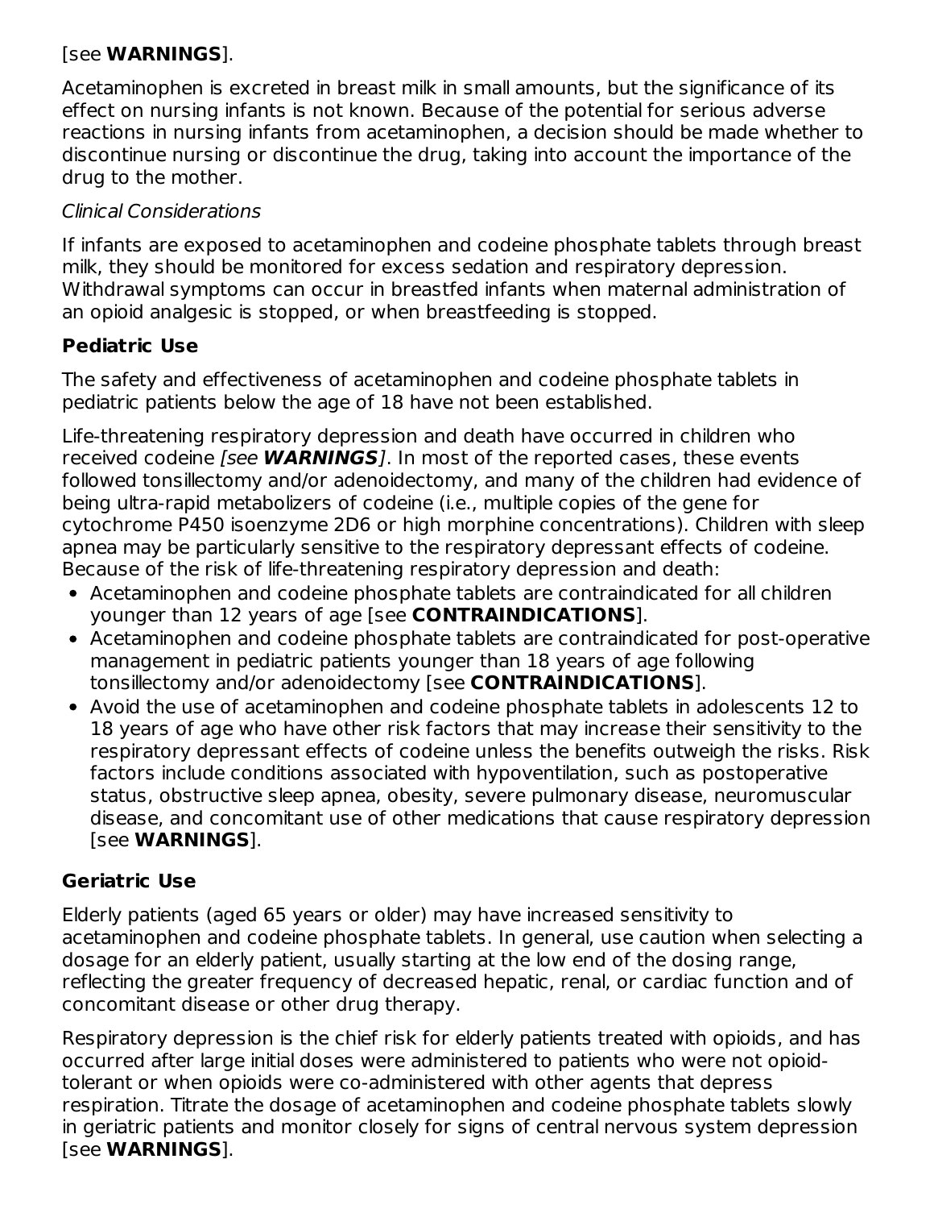[see **WARNINGS**].

Acetaminophen is excreted in breast milk in small amounts, but the significance of its effect on nursing infants is not known. Because of the potential for serious adverse reactions in nursing infants from acetaminophen, a decision should be made whether to discontinue nursing or discontinue the drug, taking into account the importance of the drug to the mother.

*Clinical Considerations*

If infants are exposed to acetaminophen and codeine phosphate tablets through breast milk, they should be monitored for excess sedation and respiratory depression. Withdrawal symptoms can occur in breastfed infants when maternal administration of an opioid analgesic is stopped, or when breastfeeding is stopped.

### Pediatric Use

The safety and effectiveness of acetaminophen and codeine phosphate tablets in pediatric patients below the age of 18 have not been established.

Life-threatening respiratory depression and death have occurred in children who received codeine *[see **WARNINGS**]*. In most of the reported cases, these events followed tonsillectomy and/or adenoidectomy, and many of the children had evidence of being ultra-rapid metabolizers of codeine (i.e., multiple copies of the gene for cytochrome P450 isoenzyme 2D6 or high morphine concentrations). Children with sleep apnea may be particularly sensitive to the respiratory depressant effects of codeine. Because of the risk of life-threatening respiratory depression and death:

- Acetaminophen and codeine phosphate tablets are contraindicated for all children younger than 12 years of age [see **CONTRAINDICATIONS**].
- Acetaminophen and codeine phosphate tablets are contraindicated for post-operative management in pediatric patients younger than 18 years of age following tonsillectomy and/or adenoidectomy [see **CONTRAINDICATIONS**].
- Avoid the use of acetaminophen and codeine phosphate tablets in adolescents 12 to 18 years of age who have other risk factors that may increase their sensitivity to the respiratory depressant effects of codeine unless the benefits outweigh the risks. Risk factors include conditions associated with hypoventilation, such as postoperative status, obstructive sleep apnea, obesity, severe pulmonary disease, neuromuscular disease, and concomitant use of other medications that cause respiratory depression [see **WARNINGS**].

### Geriatric Use

Elderly patients (aged 65 years or older) may have increased sensitivity to acetaminophen and codeine phosphate tablets. In general, use caution when selecting a dosage for an elderly patient, usually starting at the low end of the dosing range, reflecting the greater frequency of decreased hepatic, renal, or cardiac function and of concomitant disease or other drug therapy.

Respiratory depression is the chief risk for elderly patients treated with opioids, and has occurred after large initial doses were administered to patients who were not opioid-tolerant or when opioids were co-administered with other agents that depress respiration. Titrate the dosage of acetaminophen and codeine phosphate tablets slowly in geriatric patients and monitor closely for signs of central nervous system depression [see **WARNINGS**].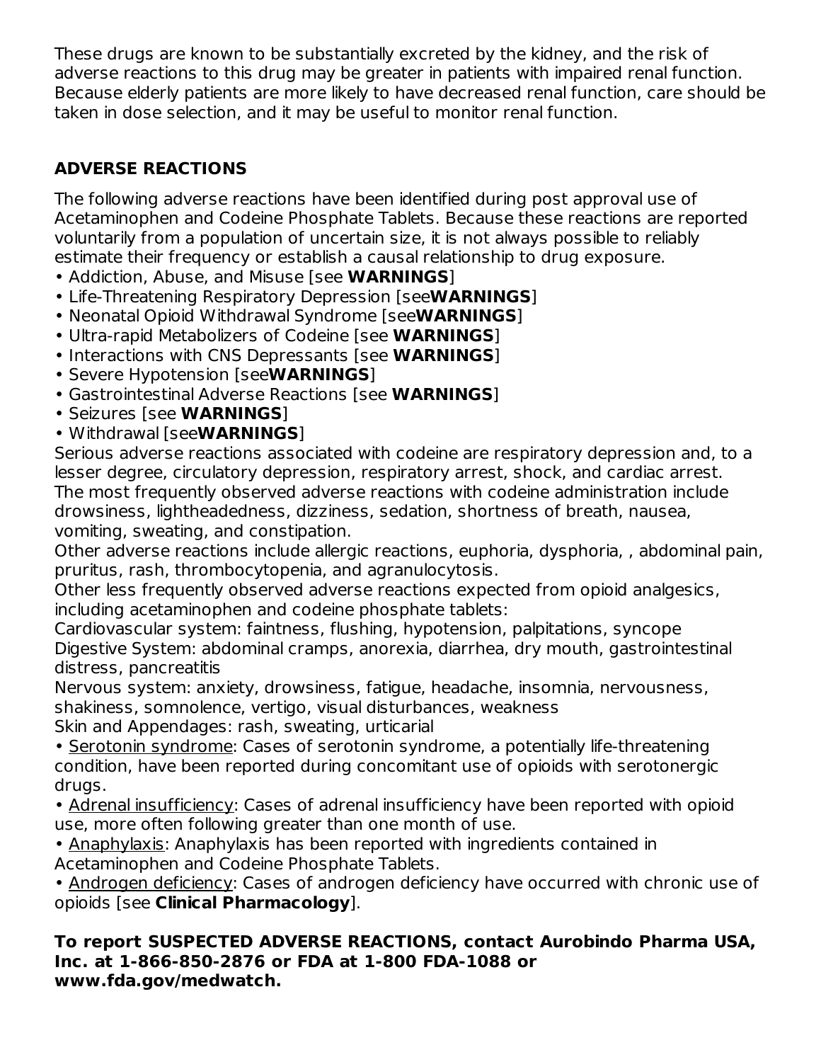These drugs are known to be substantially excreted by the kidney, and the risk of adverse reactions to this drug may be greater in patients with impaired renal function. Because elderly patients are more likely to have decreased renal function, care should be taken in dose selection, and it may be useful to monitor renal function.

## ADVERSE REACTIONS

The following adverse reactions have been identified during post approval use of Acetaminophen and Codeine Phosphate Tablets. Because these reactions are reported voluntarily from a population of uncertain size, it is not always possible to reliably estimate their frequency or establish a causal relationship to drug exposure.

- Addiction, Abuse, and Misuse [see **WARNINGS**]
- Life-Threatening Respiratory Depression [see**WARNINGS**]
- Neonatal Opioid Withdrawal Syndrome [see**WARNINGS**]
- Ultra-rapid Metabolizers of Codeine [see **WARNINGS**]
- Interactions with CNS Depressants [see **WARNINGS**]
- Severe Hypotension [see**WARNINGS**]
- Gastrointestinal Adverse Reactions [see **WARNINGS**]
- Seizures [see **WARNINGS**]
- Withdrawal [see**WARNINGS**]

Serious adverse reactions associated with codeine are respiratory depression and, to a lesser degree, circulatory depression, respiratory arrest, shock, and cardiac arrest.
The most frequently observed adverse reactions with codeine administration include drowsiness, lightheadedness, dizziness, sedation, shortness of breath, nausea, vomiting, sweating, and constipation.
Other adverse reactions include allergic reactions, euphoria, dysphoria, , abdominal pain, pruritus, rash, thrombocytopenia, and agranulocytosis.
Other less frequently observed adverse reactions expected from opioid analgesics, including acetaminophen and codeine phosphate tablets:
Cardiovascular system: faintness, flushing, hypotension, palpitations, syncope
Digestive System: abdominal cramps, anorexia, diarrhea, dry mouth, gastrointestinal distress, pancreatitis
Nervous system: anxiety, drowsiness, fatigue, headache, insomnia, nervousness, shakiness, somnolence, vertigo, visual disturbances, weakness
Skin and Appendages: rash, sweating, urticarial

- Serotonin syndrome: Cases of serotonin syndrome, a potentially life-threatening condition, have been reported during concomitant use of opioids with serotonergic drugs.
- Adrenal insufficiency: Cases of adrenal insufficiency have been reported with opioid use, more often following greater than one month of use.
- Anaphylaxis: Anaphylaxis has been reported with ingredients contained in Acetaminophen and Codeine Phosphate Tablets.
- Androgen deficiency: Cases of androgen deficiency have occurred with chronic use of opioids [see **Clinical Pharmacology**].

**To report SUSPECTED ADVERSE REACTIONS, contact Aurobindo Pharma USA, Inc. at 1-866-850-2876 or FDA at 1-800 FDA-1088 or www.fda.gov/medwatch.**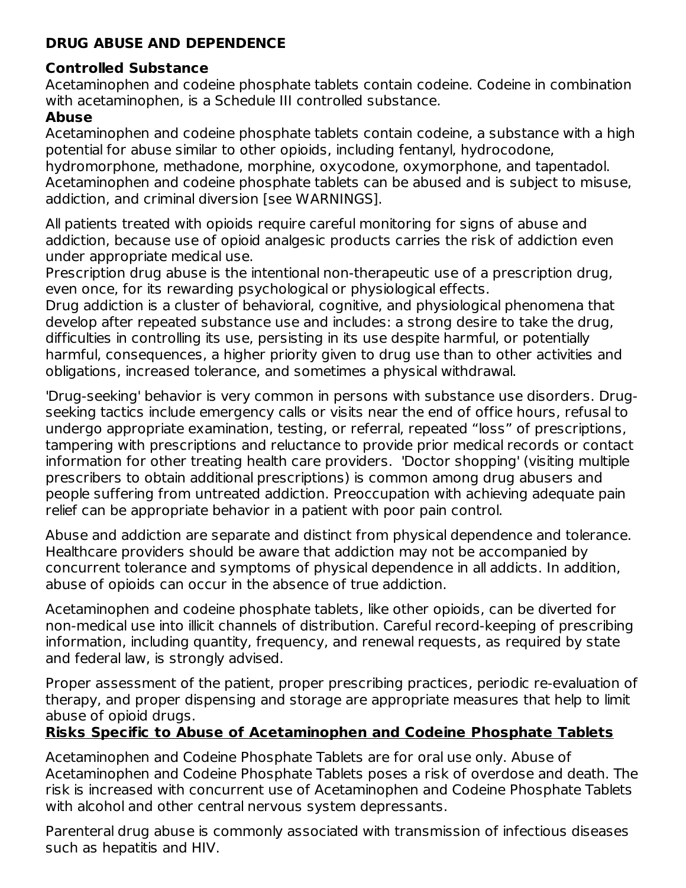## DRUG ABUSE AND DEPENDENCE

### Controlled Substance

Acetaminophen and codeine phosphate tablets contain codeine. Codeine in combination with acetaminophen, is a Schedule III controlled substance.

### Abuse

Acetaminophen and codeine phosphate tablets contain codeine, a substance with a high potential for abuse similar to other opioids, including fentanyl, hydrocodone, hydromorphone, methadone, morphine, oxycodone, oxymorphone, and tapentadol. Acetaminophen and codeine phosphate tablets can be abused and is subject to misuse, addiction, and criminal diversion [see WARNINGS].

All patients treated with opioids require careful monitoring for signs of abuse and addiction, because use of opioid analgesic products carries the risk of addiction even under appropriate medical use.

Prescription drug abuse is the intentional non-therapeutic use of a prescription drug, even once, for its rewarding psychological or physiological effects.

Drug addiction is a cluster of behavioral, cognitive, and physiological phenomena that develop after repeated substance use and includes: a strong desire to take the drug, difficulties in controlling its use, persisting in its use despite harmful, or potentially harmful, consequences, a higher priority given to drug use than to other activities and obligations, increased tolerance, and sometimes a physical withdrawal.

'Drug-seeking' behavior is very common in persons with substance use disorders. Drug-seeking tactics include emergency calls or visits near the end of office hours, refusal to undergo appropriate examination, testing, or referral, repeated “loss” of prescriptions, tampering with prescriptions and reluctance to provide prior medical records or contact information for other treating health care providers. 'Doctor shopping' (visiting multiple prescribers to obtain additional prescriptions) is common among drug abusers and people suffering from untreated addiction. Preoccupation with achieving adequate pain relief can be appropriate behavior in a patient with poor pain control.

Abuse and addiction are separate and distinct from physical dependence and tolerance. Healthcare providers should be aware that addiction may not be accompanied by concurrent tolerance and symptoms of physical dependence in all addicts. In addition, abuse of opioids can occur in the absence of true addiction.

Acetaminophen and codeine phosphate tablets, like other opioids, can be diverted for non-medical use into illicit channels of distribution. Careful record-keeping of prescribing information, including quantity, frequency, and renewal requests, as required by state and federal law, is strongly advised.

Proper assessment of the patient, proper prescribing practices, periodic re-evaluation of therapy, and proper dispensing and storage are appropriate measures that help to limit abuse of opioid drugs.

**Risks Specific to Abuse of Acetaminophen and Codeine Phosphate Tablets**

Acetaminophen and Codeine Phosphate Tablets are for oral use only. Abuse of Acetaminophen and Codeine Phosphate Tablets poses a risk of overdose and death. The risk is increased with concurrent use of Acetaminophen and Codeine Phosphate Tablets with alcohol and other central nervous system depressants.

Parenteral drug abuse is commonly associated with transmission of infectious diseases such as hepatitis and HIV.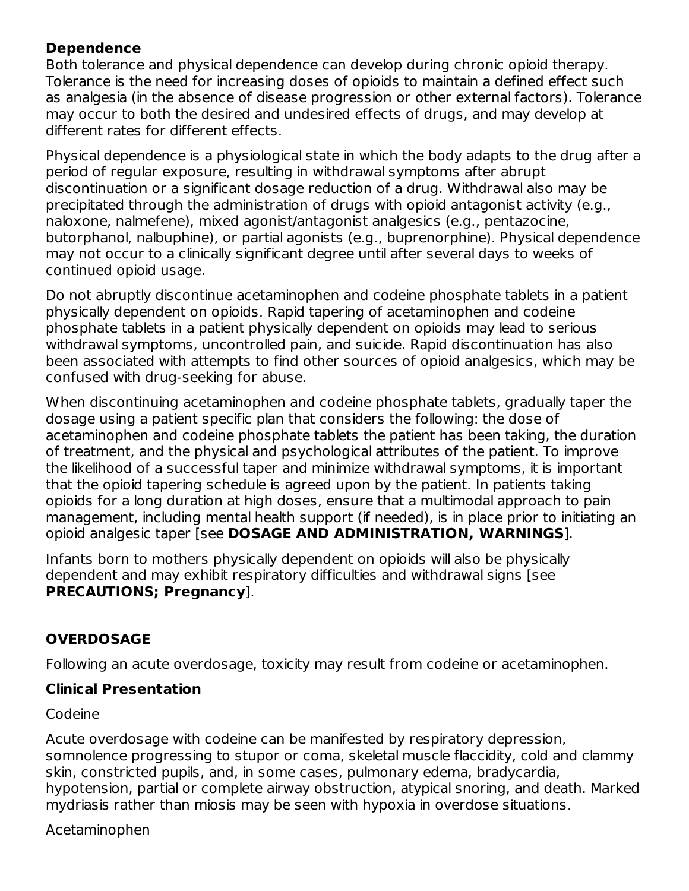**Dependence**

Both tolerance and physical dependence can develop during chronic opioid therapy. Tolerance is the need for increasing doses of opioids to maintain a defined effect such as analgesia (in the absence of disease progression or other external factors). Tolerance may occur to both the desired and undesired effects of drugs, and may develop at different rates for different effects.

Physical dependence is a physiological state in which the body adapts to the drug after a period of regular exposure, resulting in withdrawal symptoms after abrupt discontinuation or a significant dosage reduction of a drug. Withdrawal also may be precipitated through the administration of drugs with opioid antagonist activity (e.g., naloxone, nalmefene), mixed agonist/antagonist analgesics (e.g., pentazocine, butorphanol, nalbuphine), or partial agonists (e.g., buprenorphine). Physical dependence may not occur to a clinically significant degree until after several days to weeks of continued opioid usage.

Do not abruptly discontinue acetaminophen and codeine phosphate tablets in a patient physically dependent on opioids. Rapid tapering of acetaminophen and codeine phosphate tablets in a patient physically dependent on opioids may lead to serious withdrawal symptoms, uncontrolled pain, and suicide. Rapid discontinuation has also been associated with attempts to find other sources of opioid analgesics, which may be confused with drug-seeking for abuse.

When discontinuing acetaminophen and codeine phosphate tablets, gradually taper the dosage using a patient specific plan that considers the following: the dose of acetaminophen and codeine phosphate tablets the patient has been taking, the duration of treatment, and the physical and psychological attributes of the patient. To improve the likelihood of a successful taper and minimize withdrawal symptoms, it is important that the opioid tapering schedule is agreed upon by the patient. In patients taking opioids for a long duration at high doses, ensure that a multimodal approach to pain management, including mental health support (if needed), is in place prior to initiating an opioid analgesic taper [see **DOSAGE AND ADMINISTRATION, WARNINGS**].

Infants born to mothers physically dependent on opioids will also be physically dependent and may exhibit respiratory difficulties and withdrawal signs [see **PRECAUTIONS; Pregnancy**].

## OVERDOSAGE

Following an acute overdosage, toxicity may result from codeine or acetaminophen.

**Clinical Presentation**

Codeine

Acute overdosage with codeine can be manifested by respiratory depression, somnolence progressing to stupor or coma, skeletal muscle flaccidity, cold and clammy skin, constricted pupils, and, in some cases, pulmonary edema, bradycardia, hypotension, partial or complete airway obstruction, atypical snoring, and death. Marked mydriasis rather than miosis may be seen with hypoxia in overdose situations.

Acetaminophen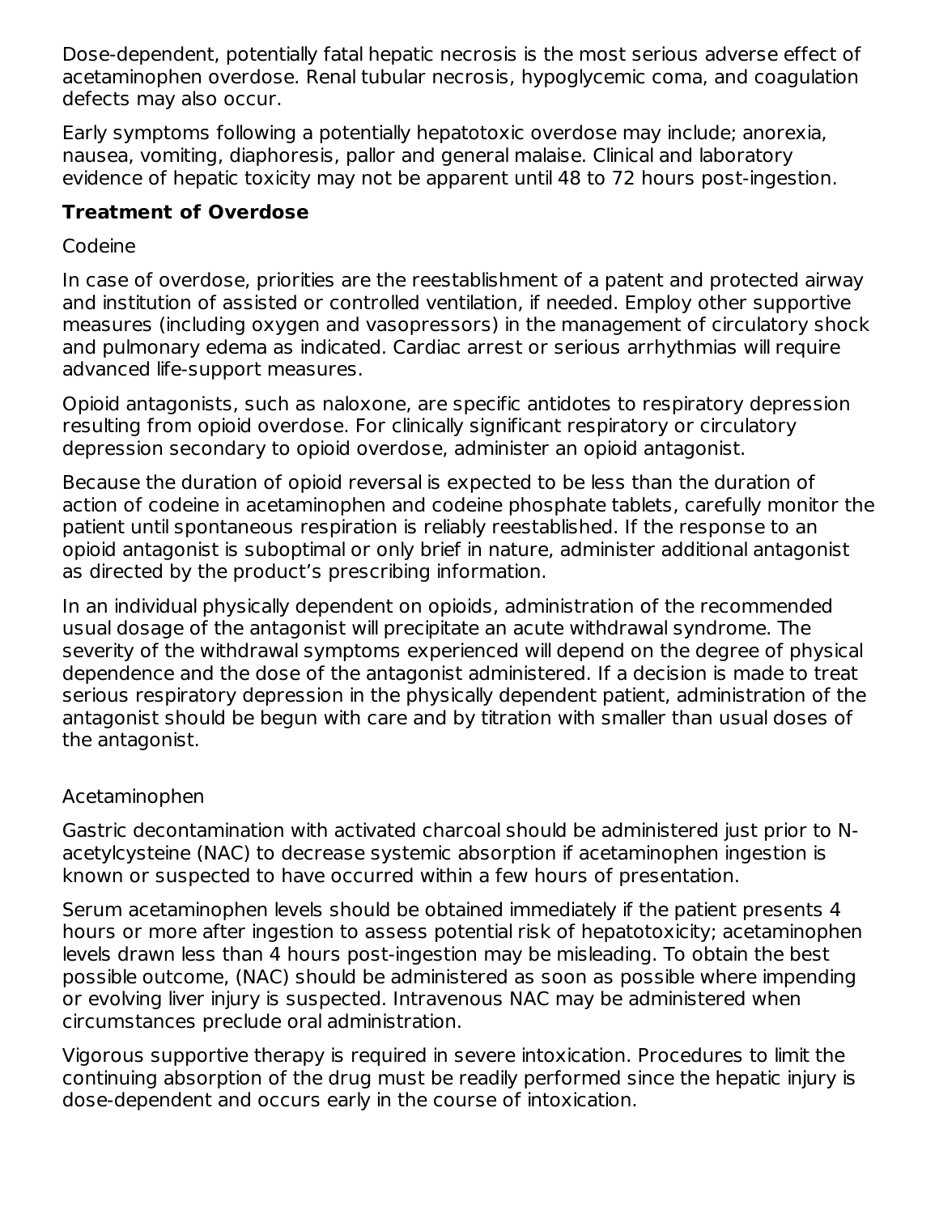Dose-dependent, potentially fatal hepatic necrosis is the most serious adverse effect of acetaminophen overdose. Renal tubular necrosis, hypoglycemic coma, and coagulation defects may also occur.

Early symptoms following a potentially hepatotoxic overdose may include; anorexia, nausea, vomiting, diaphoresis, pallor and general malaise. Clinical and laboratory evidence of hepatic toxicity may not be apparent until 48 to 72 hours post-ingestion.

**Treatment of Overdose**

Codeine

In case of overdose, priorities are the reestablishment of a patent and protected airway and institution of assisted or controlled ventilation, if needed. Employ other supportive measures (including oxygen and vasopressors) in the management of circulatory shock and pulmonary edema as indicated. Cardiac arrest or serious arrhythmias will require advanced life-support measures.

Opioid antagonists, such as naloxone, are specific antidotes to respiratory depression resulting from opioid overdose. For clinically significant respiratory or circulatory depression secondary to opioid overdose, administer an opioid antagonist.

Because the duration of opioid reversal is expected to be less than the duration of action of codeine in acetaminophen and codeine phosphate tablets, carefully monitor the patient until spontaneous respiration is reliably reestablished. If the response to an opioid antagonist is suboptimal or only brief in nature, administer additional antagonist as directed by the product's prescribing information.

In an individual physically dependent on opioids, administration of the recommended usual dosage of the antagonist will precipitate an acute withdrawal syndrome. The severity of the withdrawal symptoms experienced will depend on the degree of physical dependence and the dose of the antagonist administered. If a decision is made to treat serious respiratory depression in the physically dependent patient, administration of the antagonist should be begun with care and by titration with smaller than usual doses of the antagonist.

Acetaminophen

Gastric decontamination with activated charcoal should be administered just prior to N-acetylcysteine (NAC) to decrease systemic absorption if acetaminophen ingestion is known or suspected to have occurred within a few hours of presentation.

Serum acetaminophen levels should be obtained immediately if the patient presents 4 hours or more after ingestion to assess potential risk of hepatotoxicity; acetaminophen levels drawn less than 4 hours post-ingestion may be misleading. To obtain the best possible outcome, (NAC) should be administered as soon as possible where impending or evolving liver injury is suspected. Intravenous NAC may be administered when circumstances preclude oral administration.

Vigorous supportive therapy is required in severe intoxication. Procedures to limit the continuing absorption of the drug must be readily performed since the hepatic injury is dose-dependent and occurs early in the course of intoxication.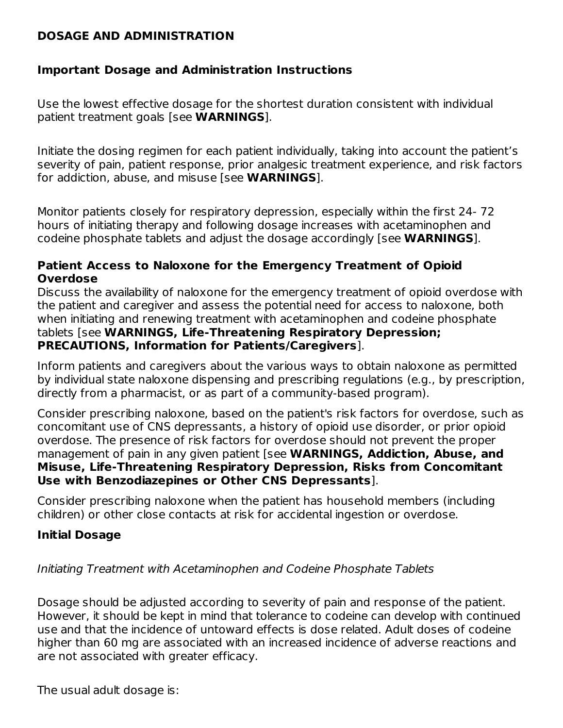## DOSAGE AND ADMINISTRATION

### Important Dosage and Administration Instructions

Use the lowest effective dosage for the shortest duration consistent with individual patient treatment goals [see **WARNINGS**].

Initiate the dosing regimen for each patient individually, taking into account the patient's severity of pain, patient response, prior analgesic treatment experience, and risk factors for addiction, abuse, and misuse [see **WARNINGS**].

Monitor patients closely for respiratory depression, especially within the first 24- 72 hours of initiating therapy and following dosage increases with acetaminophen and codeine phosphate tablets and adjust the dosage accordingly [see **WARNINGS**].

### Patient Access to Naloxone for the Emergency Treatment of Opioid Overdose

Discuss the availability of naloxone for the emergency treatment of opioid overdose with the patient and caregiver and assess the potential need for access to naloxone, both when initiating and renewing treatment with acetaminophen and codeine phosphate tablets [see **WARNINGS, Life-Threatening Respiratory Depression; PRECAUTIONS, Information for Patients/Caregivers**].

Inform patients and caregivers about the various ways to obtain naloxone as permitted by individual state naloxone dispensing and prescribing regulations (e.g., by prescription, directly from a pharmacist, or as part of a community-based program).

Consider prescribing naloxone, based on the patient's risk factors for overdose, such as concomitant use of CNS depressants, a history of opioid use disorder, or prior opioid overdose. The presence of risk factors for overdose should not prevent the proper management of pain in any given patient [see **WARNINGS, Addiction, Abuse, and Misuse, Life-Threatening Respiratory Depression, Risks from Concomitant Use with Benzodiazepines or Other CNS Depressants**].

Consider prescribing naloxone when the patient has household members (including children) or other close contacts at risk for accidental ingestion or overdose.

### Initial Dosage

*Initiating Treatment with Acetaminophen and Codeine Phosphate Tablets*

Dosage should be adjusted according to severity of pain and response of the patient. However, it should be kept in mind that tolerance to codeine can develop with continued use and that the incidence of untoward effects is dose related. Adult doses of codeine higher than 60 mg are associated with an increased incidence of adverse reactions and are not associated with greater efficacy.

The usual adult dosage is: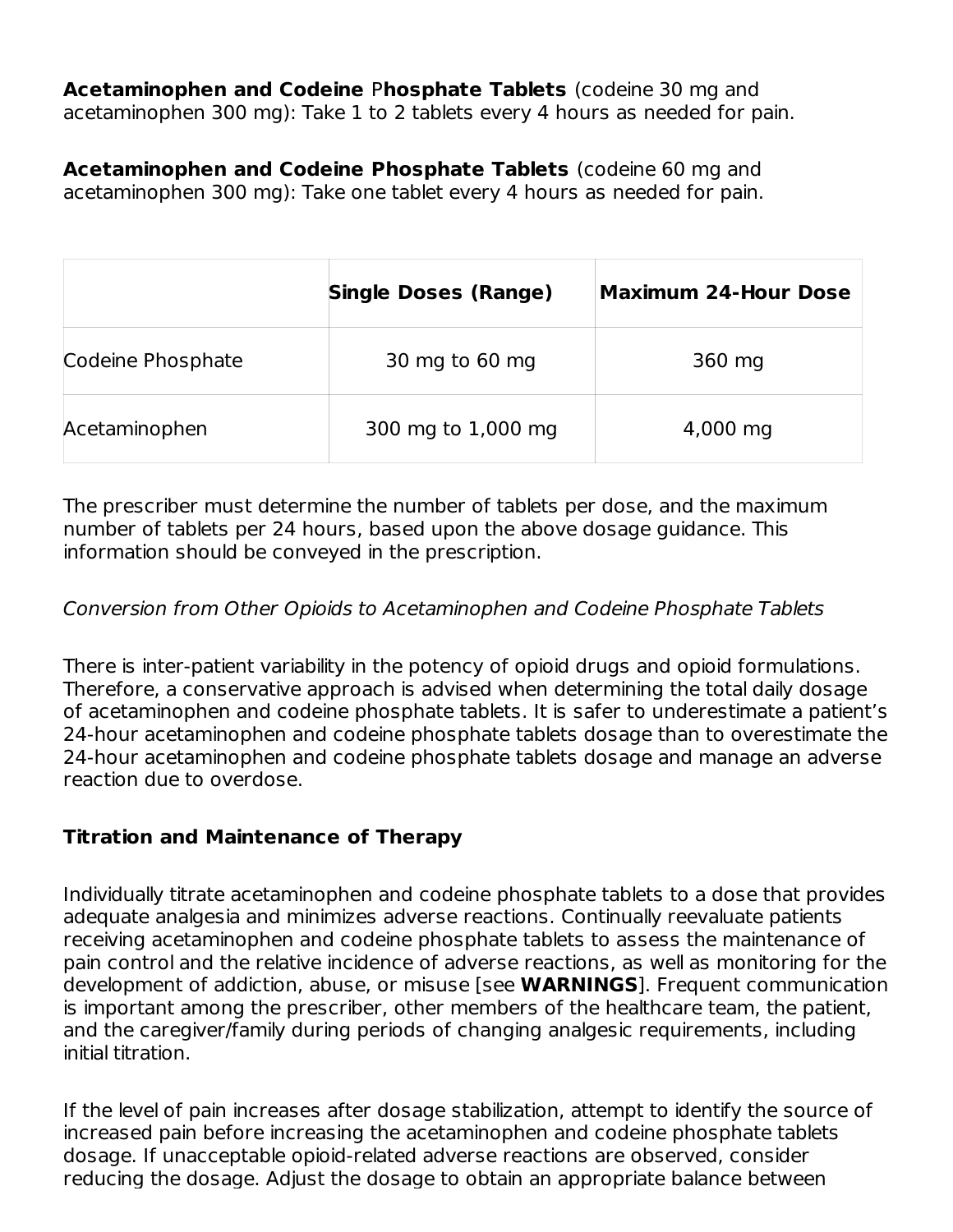**Acetaminophen and Codeine Phosphate Tablets** (codeine 30 mg and acetaminophen 300 mg): Take 1 to 2 tablets every 4 hours as needed for pain.

**Acetaminophen and Codeine Phosphate Tablets** (codeine 60 mg and acetaminophen 300 mg): Take one tablet every 4 hours as needed for pain.

| | **Single Doses (Range)** | **Maximum 24-Hour Dose** |
|---|---|---|
| Codeine Phosphate | 30 mg to 60 mg | 360 mg |
| Acetaminophen | 300 mg to 1,000 mg | 4,000 mg |

The prescriber must determine the number of tablets per dose, and the maximum number of tablets per 24 hours, based upon the above dosage guidance. This information should be conveyed in the prescription.

*Conversion from Other Opioids to Acetaminophen and Codeine Phosphate Tablets*

There is inter-patient variability in the potency of opioid drugs and opioid formulations. Therefore, a conservative approach is advised when determining the total daily dosage of acetaminophen and codeine phosphate tablets. It is safer to underestimate a patient's 24-hour acetaminophen and codeine phosphate tablets dosage than to overestimate the 24-hour acetaminophen and codeine phosphate tablets dosage and manage an adverse reaction due to overdose.

**Titration and Maintenance of Therapy**

Individually titrate acetaminophen and codeine phosphate tablets to a dose that provides adequate analgesia and minimizes adverse reactions. Continually reevaluate patients receiving acetaminophen and codeine phosphate tablets to assess the maintenance of pain control and the relative incidence of adverse reactions, as well as monitoring for the development of addiction, abuse, or misuse [see **WARNINGS**]. Frequent communication is important among the prescriber, other members of the healthcare team, the patient, and the caregiver/family during periods of changing analgesic requirements, including initial titration.

If the level of pain increases after dosage stabilization, attempt to identify the source of increased pain before increasing the acetaminophen and codeine phosphate tablets dosage. If unacceptable opioid-related adverse reactions are observed, consider reducing the dosage. Adjust the dosage to obtain an appropriate balance between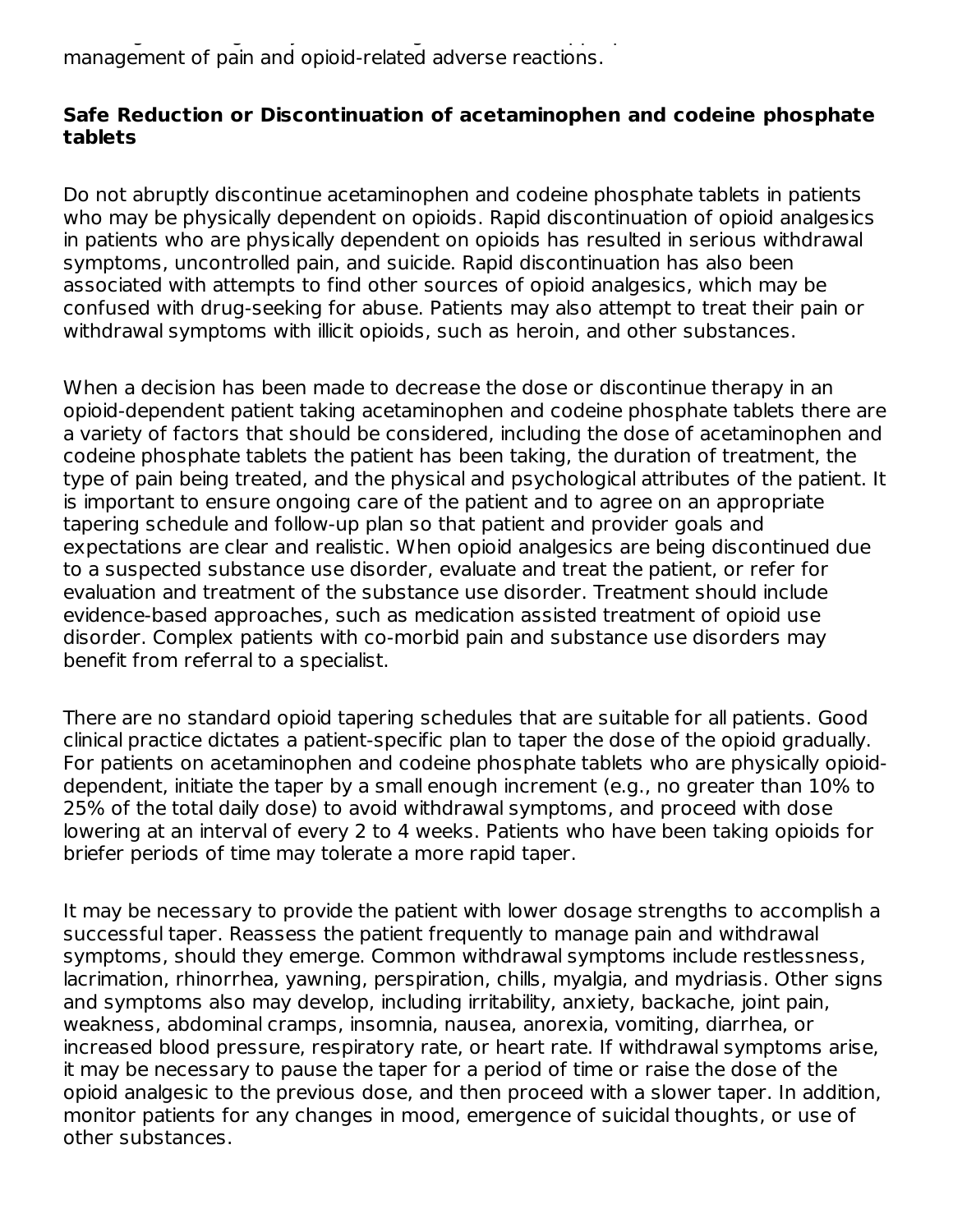management of pain and opioid-related adverse reactions.

**Safe Reduction or Discontinuation of acetaminophen and codeine phosphate tablets**

Do not abruptly discontinue acetaminophen and codeine phosphate tablets in patients who may be physically dependent on opioids. Rapid discontinuation of opioid analgesics in patients who are physically dependent on opioids has resulted in serious withdrawal symptoms, uncontrolled pain, and suicide. Rapid discontinuation has also been associated with attempts to find other sources of opioid analgesics, which may be confused with drug-seeking for abuse. Patients may also attempt to treat their pain or withdrawal symptoms with illicit opioids, such as heroin, and other substances.

When a decision has been made to decrease the dose or discontinue therapy in an opioid-dependent patient taking acetaminophen and codeine phosphate tablets there are a variety of factors that should be considered, including the dose of acetaminophen and codeine phosphate tablets the patient has been taking, the duration of treatment, the type of pain being treated, and the physical and psychological attributes of the patient. It is important to ensure ongoing care of the patient and to agree on an appropriate tapering schedule and follow-up plan so that patient and provider goals and expectations are clear and realistic. When opioid analgesics are being discontinued due to a suspected substance use disorder, evaluate and treat the patient, or refer for evaluation and treatment of the substance use disorder. Treatment should include evidence-based approaches, such as medication assisted treatment of opioid use disorder. Complex patients with co-morbid pain and substance use disorders may benefit from referral to a specialist.

There are no standard opioid tapering schedules that are suitable for all patients. Good clinical practice dictates a patient-specific plan to taper the dose of the opioid gradually. For patients on acetaminophen and codeine phosphate tablets who are physically opioid-dependent, initiate the taper by a small enough increment (e.g., no greater than 10% to 25% of the total daily dose) to avoid withdrawal symptoms, and proceed with dose lowering at an interval of every 2 to 4 weeks. Patients who have been taking opioids for briefer periods of time may tolerate a more rapid taper.

It may be necessary to provide the patient with lower dosage strengths to accomplish a successful taper. Reassess the patient frequently to manage pain and withdrawal symptoms, should they emerge. Common withdrawal symptoms include restlessness, lacrimation, rhinorrhea, yawning, perspiration, chills, myalgia, and mydriasis. Other signs and symptoms also may develop, including irritability, anxiety, backache, joint pain, weakness, abdominal cramps, insomnia, nausea, anorexia, vomiting, diarrhea, or increased blood pressure, respiratory rate, or heart rate. If withdrawal symptoms arise, it may be necessary to pause the taper for a period of time or raise the dose of the opioid analgesic to the previous dose, and then proceed with a slower taper. In addition, monitor patients for any changes in mood, emergence of suicidal thoughts, or use of other substances.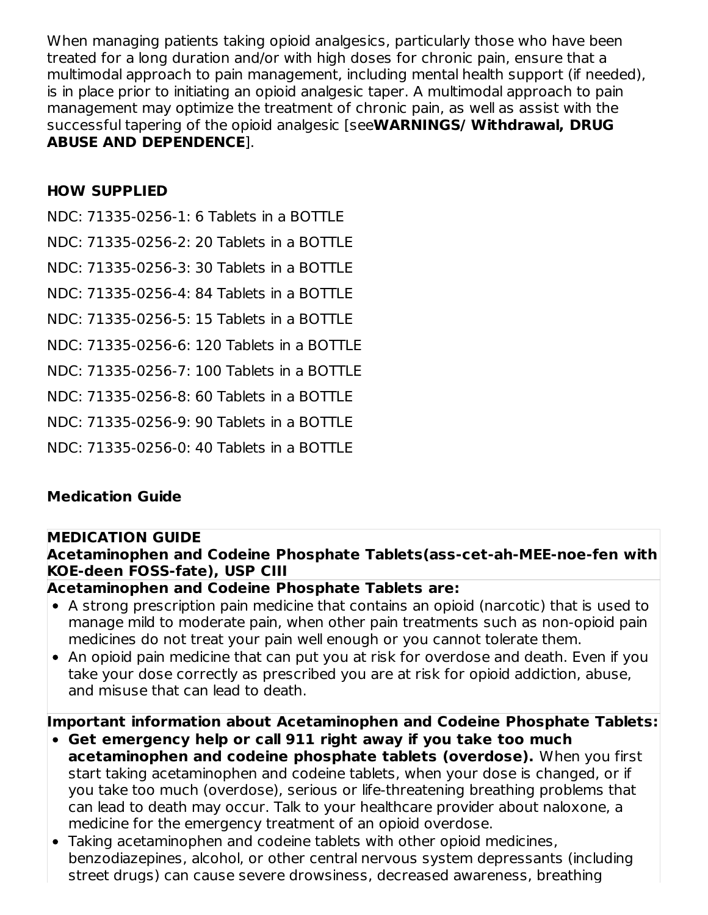When managing patients taking opioid analgesics, particularly those who have been treated for a long duration and/or with high doses for chronic pain, ensure that a multimodal approach to pain management, including mental health support (if needed), is in place prior to initiating an opioid analgesic taper. A multimodal approach to pain management may optimize the treatment of chronic pain, as well as assist with the successful tapering of the opioid analgesic [see**WARNINGS/ Withdrawal, DRUG ABUSE AND DEPENDENCE**].

## HOW SUPPLIED

NDC: 71335-0256-1: 6 Tablets in a BOTTLE

NDC: 71335-0256-2: 20 Tablets in a BOTTLE

NDC: 71335-0256-3: 30 Tablets in a BOTTLE

NDC: 71335-0256-4: 84 Tablets in a BOTTLE

NDC: 71335-0256-5: 15 Tablets in a BOTTLE

NDC: 71335-0256-6: 120 Tablets in a BOTTLE

NDC: 71335-0256-7: 100 Tablets in a BOTTLE

NDC: 71335-0256-8: 60 Tablets in a BOTTLE

NDC: 71335-0256-9: 90 Tablets in a BOTTLE

NDC: 71335-0256-0: 40 Tablets in a BOTTLE

## Medication Guide

**MEDICATION GUIDE**
**Acetaminophen and Codeine Phosphate Tablets(ass-cet-ah-MEE-noe-fen with KOE-deen FOSS-fate), USP CIII**

**Acetaminophen and Codeine Phosphate Tablets are:**

- A strong prescription pain medicine that contains an opioid (narcotic) that is used to manage mild to moderate pain, when other pain treatments such as non-opioid pain medicines do not treat your pain well enough or you cannot tolerate them.
- An opioid pain medicine that can put you at risk for overdose and death. Even if you take your dose correctly as prescribed you are at risk for opioid addiction, abuse, and misuse that can lead to death.

**Important information about Acetaminophen and Codeine Phosphate Tablets:**

- **Get emergency help or call 911 right away if you take too much acetaminophen and codeine phosphate tablets (overdose).** When you first start taking acetaminophen and codeine tablets, when your dose is changed, or if you take too much (overdose), serious or life-threatening breathing problems that can lead to death may occur. Talk to your healthcare provider about naloxone, a medicine for the emergency treatment of an opioid overdose.
- Taking acetaminophen and codeine tablets with other opioid medicines, benzodiazepines, alcohol, or other central nervous system depressants (including street drugs) can cause severe drowsiness, decreased awareness, breathing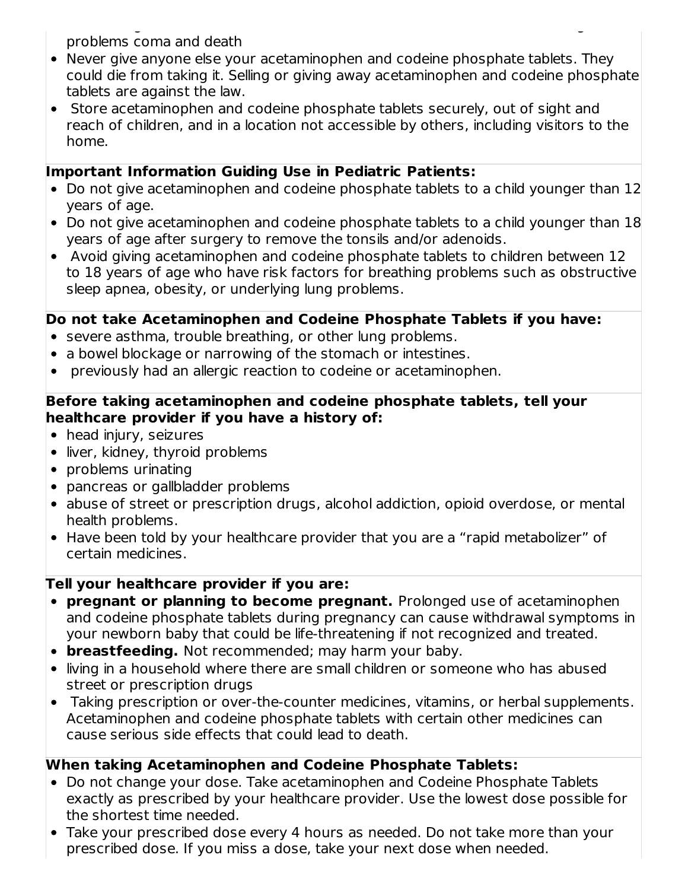problems coma and death

- Never give anyone else your acetaminophen and codeine phosphate tablets. They could die from taking it. Selling or giving away acetaminophen and codeine phosphate tablets are against the law.
- Store acetaminophen and codeine phosphate tablets securely, out of sight and reach of children, and in a location not accessible by others, including visitors to the home.

**Important Information Guiding Use in Pediatric Patients:**

- Do not give acetaminophen and codeine phosphate tablets to a child younger than 12 years of age.
- Do not give acetaminophen and codeine phosphate tablets to a child younger than 18 years of age after surgery to remove the tonsils and/or adenoids.
- Avoid giving acetaminophen and codeine phosphate tablets to children between 12 to 18 years of age who have risk factors for breathing problems such as obstructive sleep apnea, obesity, or underlying lung problems.

**Do not take Acetaminophen and Codeine Phosphate Tablets if you have:**

- severe asthma, trouble breathing, or other lung problems.
- a bowel blockage or narrowing of the stomach or intestines.
- previously had an allergic reaction to codeine or acetaminophen.

**Before taking acetaminophen and codeine phosphate tablets, tell your healthcare provider if you have a history of:**

- head injury, seizures
- liver, kidney, thyroid problems
- problems urinating
- pancreas or gallbladder problems
- abuse of street or prescription drugs, alcohol addiction, opioid overdose, or mental health problems.
- Have been told by your healthcare provider that you are a "rapid metabolizer" of certain medicines.

**Tell your healthcare provider if you are:**

- **pregnant or planning to become pregnant.** Prolonged use of acetaminophen and codeine phosphate tablets during pregnancy can cause withdrawal symptoms in your newborn baby that could be life-threatening if not recognized and treated.
- **breastfeeding.** Not recommended; may harm your baby.
- living in a household where there are small children or someone who has abused street or prescription drugs
- Taking prescription or over-the-counter medicines, vitamins, or herbal supplements. Acetaminophen and codeine phosphate tablets with certain other medicines can cause serious side effects that could lead to death.

**When taking Acetaminophen and Codeine Phosphate Tablets:**

- Do not change your dose. Take acetaminophen and Codeine Phosphate Tablets exactly as prescribed by your healthcare provider. Use the lowest dose possible for the shortest time needed.
- Take your prescribed dose every 4 hours as needed. Do not take more than your prescribed dose. If you miss a dose, take your next dose when needed.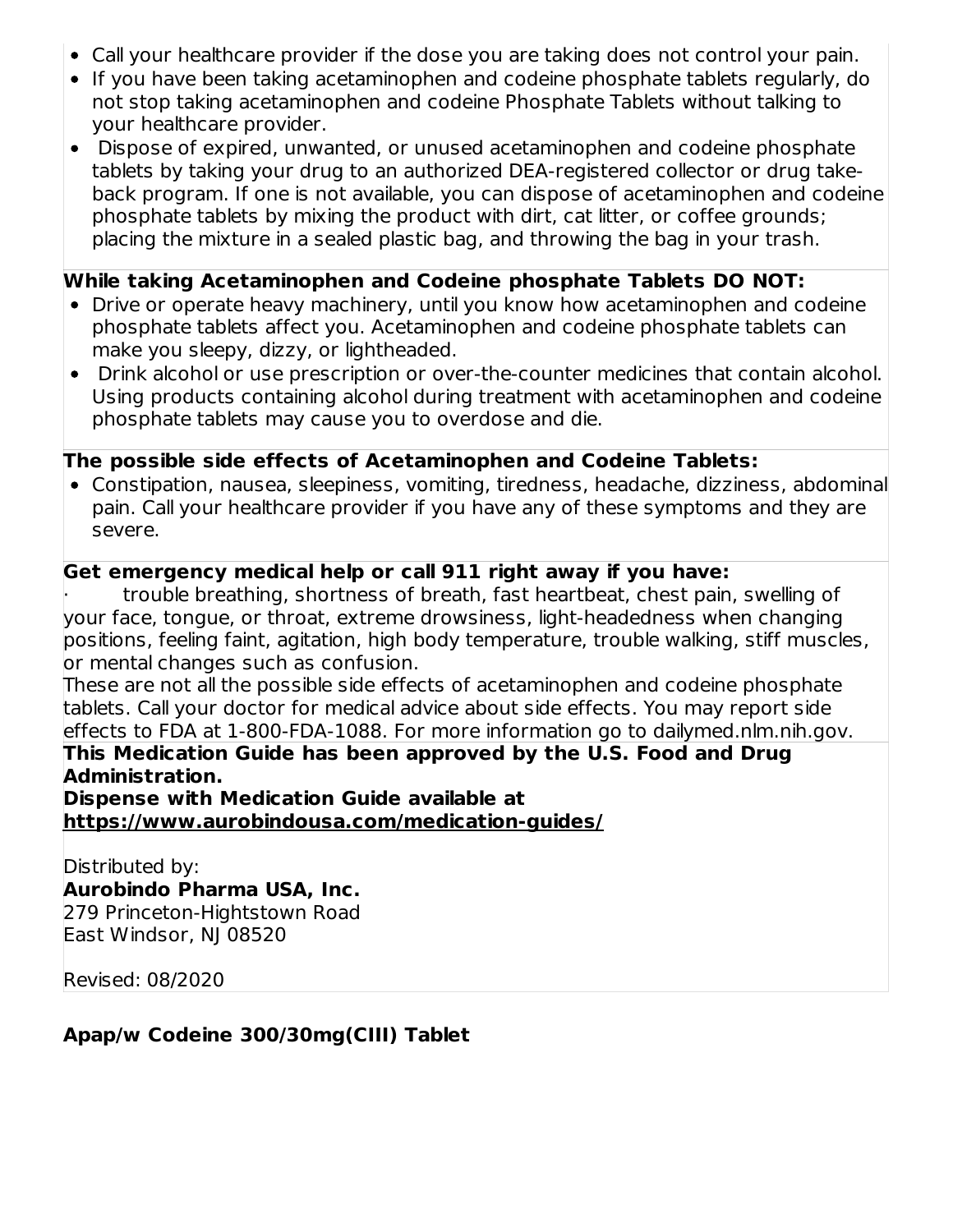- Call your healthcare provider if the dose you are taking does not control your pain.
- If you have been taking acetaminophen and codeine phosphate tablets regularly, do not stop taking acetaminophen and codeine Phosphate Tablets without talking to your healthcare provider.
- Dispose of expired, unwanted, or unused acetaminophen and codeine phosphate tablets by taking your drug to an authorized DEA-registered collector or drug take-back program. If one is not available, you can dispose of acetaminophen and codeine phosphate tablets by mixing the product with dirt, cat litter, or coffee grounds; placing the mixture in a sealed plastic bag, and throwing the bag in your trash.

**While taking Acetaminophen and Codeine phosphate Tablets DO NOT:**

- Drive or operate heavy machinery, until you know how acetaminophen and codeine phosphate tablets affect you. Acetaminophen and codeine phosphate tablets can make you sleepy, dizzy, or lightheaded.
- Drink alcohol or use prescription or over-the-counter medicines that contain alcohol. Using products containing alcohol during treatment with acetaminophen and codeine phosphate tablets may cause you to overdose and die.

**The possible side effects of Acetaminophen and Codeine Tablets:**

- Constipation, nausea, sleepiness, vomiting, tiredness, headache, dizziness, abdominal pain. Call your healthcare provider if you have any of these symptoms and they are severe.

**Get emergency medical help or call 911 right away if you have:**

· trouble breathing, shortness of breath, fast heartbeat, chest pain, swelling of your face, tongue, or throat, extreme drowsiness, light-headedness when changing positions, feeling faint, agitation, high body temperature, trouble walking, stiff muscles, or mental changes such as confusion.

These are not all the possible side effects of acetaminophen and codeine phosphate tablets. Call your doctor for medical advice about side effects. You may report side effects to FDA at 1-800-FDA-1088. For more information go to dailymed.nlm.nih.gov.

**This Medication Guide has been approved by the U.S. Food and Drug Administration.**

**Dispense with Medication Guide available at https://www.aurobindousa.com/medication-guides/**

Distributed by:
**Aurobindo Pharma USA, Inc.**
279 Princeton-Hightstown Road
East Windsor, NJ 08520

Revised: 08/2020

**Apap/w Codeine 300/30mg(CIII) Tablet**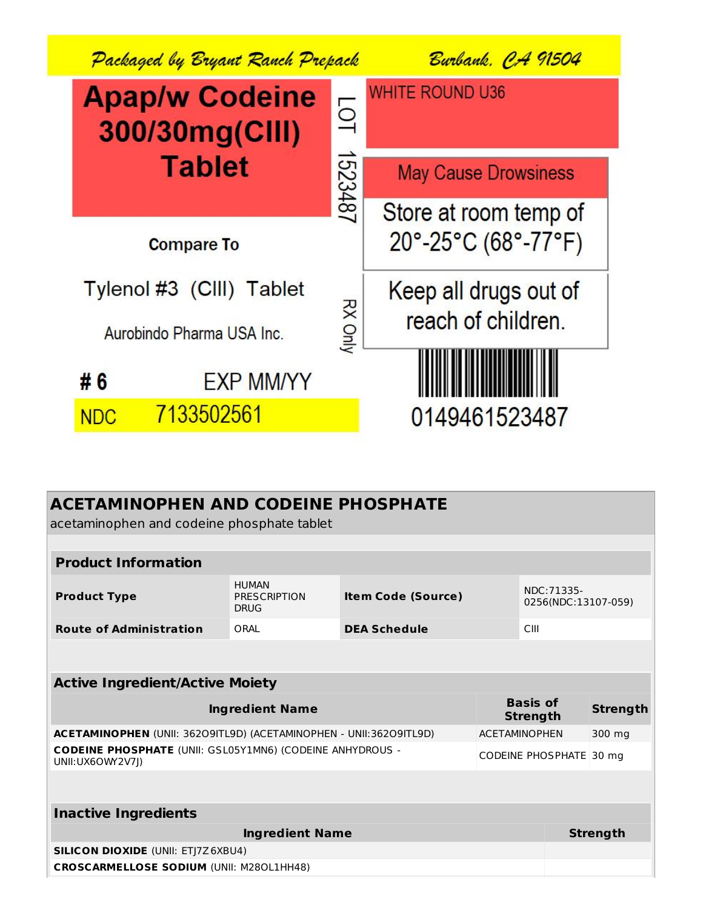Packaged by Bryant Ranch Prepack    Burbank, CA 91504

**Apap/w Codeine 300/30mg(CIII) Tablet**

LOT 1523487

WHITE ROUND U36

May Cause Drowsiness

Store at room temp of 20°-25°C (68°-77°F)

Compare To

Tylenol #3 (CIII) Tablet

Aurobindo Pharma USA Inc.

RX Only

Keep all drugs out of reach of children.

**# 6**    EXP MM/YY

NDC 7133502561

0149461523487

## ACETAMINOPHEN AND CODEINE PHOSPHATE

acetaminophen and codeine phosphate tablet

| **Product Information** | | | |
|---|---|---|---|
| **Product Type** | HUMAN PRESCRIPTION DRUG | **Item Code (Source)** | NDC:71335-0256(NDC:13107-059) |
| **Route of Administration** | ORAL | **DEA Schedule** | CIII |

| **Active Ingredient/Active Moiety** | | |
|---|---|---|
| **Ingredient Name** | **Basis of Strength** | **Strength** |
| **ACETAMINOPHEN** (UNII: 362O9ITL9D) (ACETAMINOPHEN - UNII:362O9ITL9D) | ACETAMINOPHEN | 300 mg |
| **CODEINE PHOSPHATE** (UNII: GSL05Y1MN6) (CODEINE ANHYDROUS - UNII:UX6OWY2V7J) | CODEINE PHOSPHATE | 30 mg |

| **Inactive Ingredients** | |
|---|---|
| **Ingredient Name** | **Strength** |
| **SILICON DIOXIDE** (UNII: ETJ7Z6XBU4) | |
| **CROSCARMELLOSE SODIUM** (UNII: M28OL1HH48) | |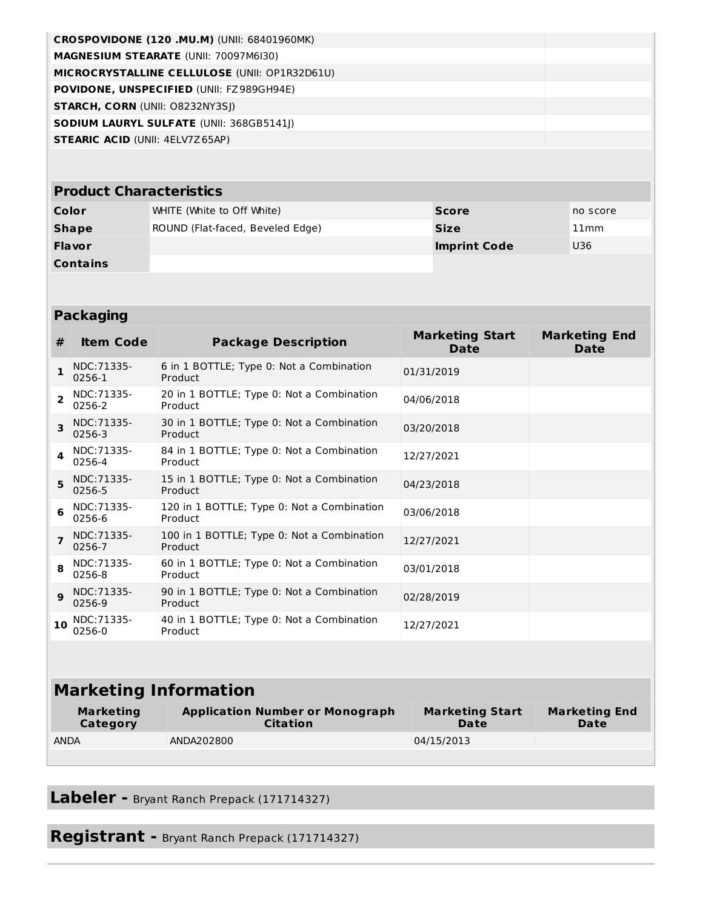| | |
|---|---|
| **CROSPOVIDONE (120 .MU.M)** (UNII: 68401960MK) | |
| **MAGNESIUM STEARATE** (UNII: 70097M6I30) | |
| **MICROCRYSTALLINE CELLULOSE** (UNII: OP1R32D61U) | |
| **POVIDONE, UNSPECIFIED** (UNII: FZ989GH94E) | |
| **STARCH, CORN** (UNII: O8232NY3SJ) | |
| **SODIUM LAURYL SULFATE** (UNII: 368GB5141J) | |
| **STEARIC ACID** (UNII: 4ELV7Z65AP) | |

## Product Characteristics

| | | | |
|---|---|---|---|
| **Color** | WHITE (White to Off White) | **Score** | no score |
| **Shape** | ROUND (Flat-faced, Beveled Edge) | **Size** | 11mm |
| **Flavor** | | **Imprint Code** | U36 |
| **Contains** | | | |

## Packaging

| # | Item Code | Package Description | Marketing Start Date | Marketing End Date |
|---|---|---|---|---|
| 1 | NDC:71335-0256-1 | 6 in 1 BOTTLE; Type 0: Not a Combination Product | 01/31/2019 | |
| 2 | NDC:71335-0256-2 | 20 in 1 BOTTLE; Type 0: Not a Combination Product | 04/06/2018 | |
| 3 | NDC:71335-0256-3 | 30 in 1 BOTTLE; Type 0: Not a Combination Product | 03/20/2018 | |
| 4 | NDC:71335-0256-4 | 84 in 1 BOTTLE; Type 0: Not a Combination Product | 12/27/2021 | |
| 5 | NDC:71335-0256-5 | 15 in 1 BOTTLE; Type 0: Not a Combination Product | 04/23/2018 | |
| 6 | NDC:71335-0256-6 | 120 in 1 BOTTLE; Type 0: Not a Combination Product | 03/06/2018 | |
| 7 | NDC:71335-0256-7 | 100 in 1 BOTTLE; Type 0: Not a Combination Product | 12/27/2021 | |
| 8 | NDC:71335-0256-8 | 60 in 1 BOTTLE; Type 0: Not a Combination Product | 03/01/2018 | |
| 9 | NDC:71335-0256-9 | 90 in 1 BOTTLE; Type 0: Not a Combination Product | 02/28/2019 | |
| 10 | NDC:71335-0256-0 | 40 in 1 BOTTLE; Type 0: Not a Combination Product | 12/27/2021 | |

## Marketing Information

| Marketing Category | Application Number or Monograph Citation | Marketing Start Date | Marketing End Date |
|---|---|---|---|
| ANDA | ANDA202800 | 04/15/2013 | |

## Labeler - Bryant Ranch Prepack (171714327)

## Registrant - Bryant Ranch Prepack (171714327)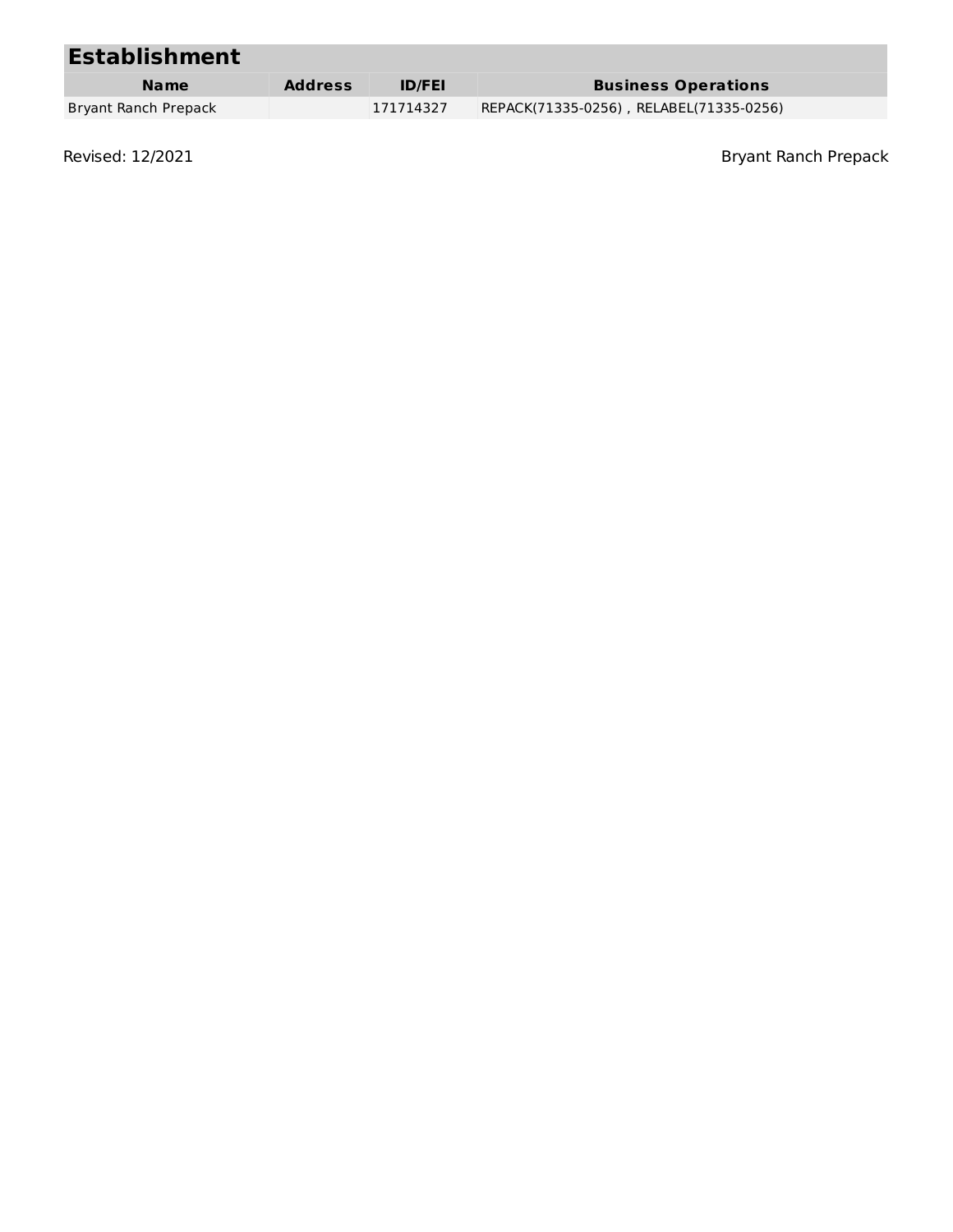## Establishment

| Name | Address | ID/FEI | Business Operations |
|---|---|---|---|
| Bryant Ranch Prepack | | 171714327 | REPACK(71335-0256) , RELABEL(71335-0256) |

Revised: 12/2021

Bryant Ranch Prepack